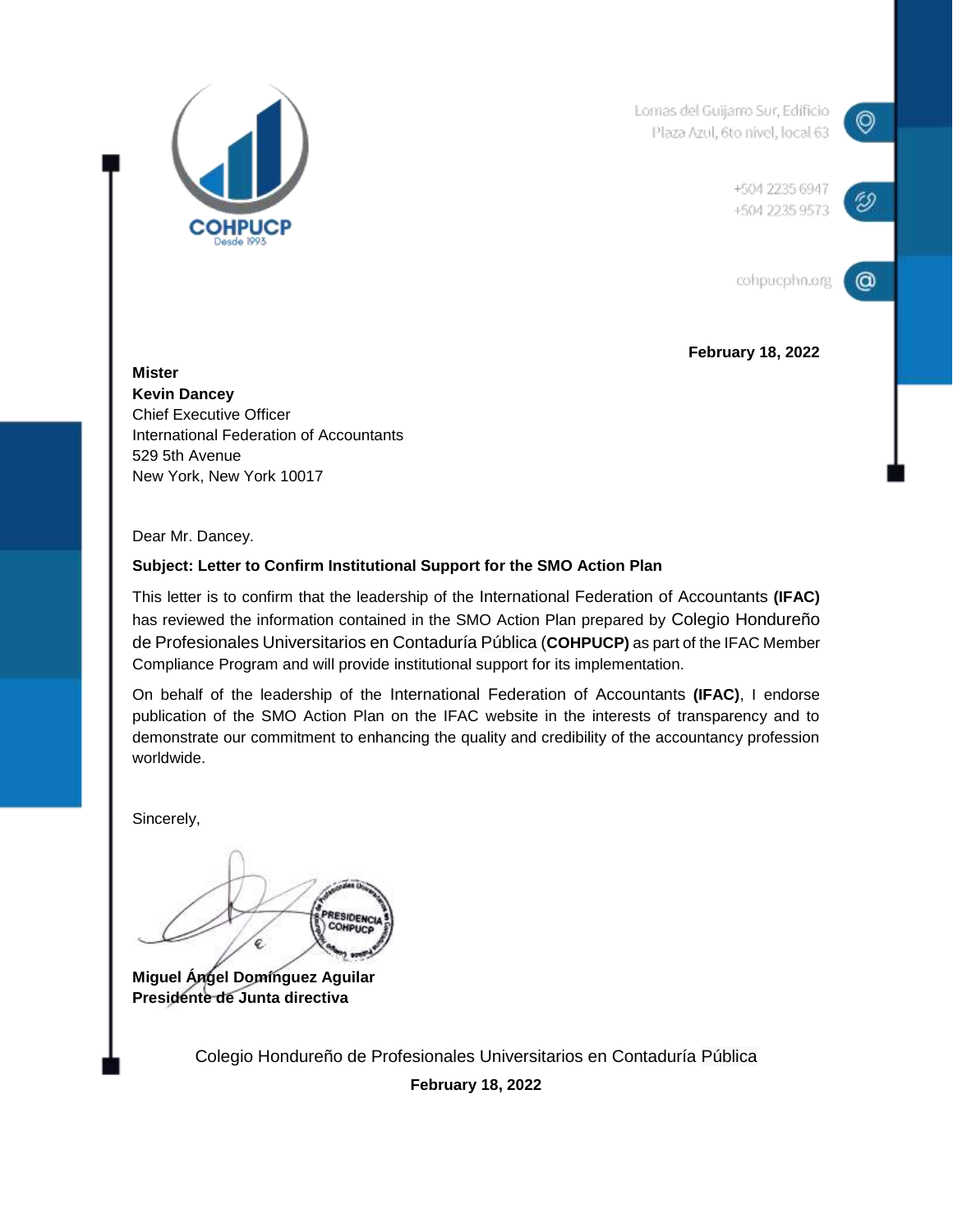COHPUCP
Desde 1993

Lomas del Guijarro Sur, Edificio Plaza Azul, 6to nivel, local 63

+504 2235 6947
+504 2235 9573

cohpucphn.org

**February 18, 2022**

**Mister**
**Kevin Dancey**
Chief Executive Officer
International Federation of Accountants
529 5th Avenue
New York, New York 10017

Dear Mr. Dancey.

**Subject: Letter to Confirm Institutional Support for the SMO Action Plan**

This letter is to confirm that the leadership of the International Federation of Accountants **(IFAC)** has reviewed the information contained in the SMO Action Plan prepared by Colegio Hondureño de Profesionales Universitarios en Contaduría Pública (**COHPUCP)** as part of the IFAC Member Compliance Program and will provide institutional support for its implementation.

On behalf of the leadership of the International Federation of Accountants **(IFAC)**, I endorse publication of the SMO Action Plan on the IFAC website in the interests of transparency and to demonstrate our commitment to enhancing the quality and credibility of the accountancy profession worldwide.

Sincerely,

PRESIDENCIA COHPUCP

**Miguel Ángel Domínguez Aguilar**
**Presidente de Junta directiva**

Colegio Hondureño de Profesionales Universitarios en Contaduría Pública
**February 18, 2022**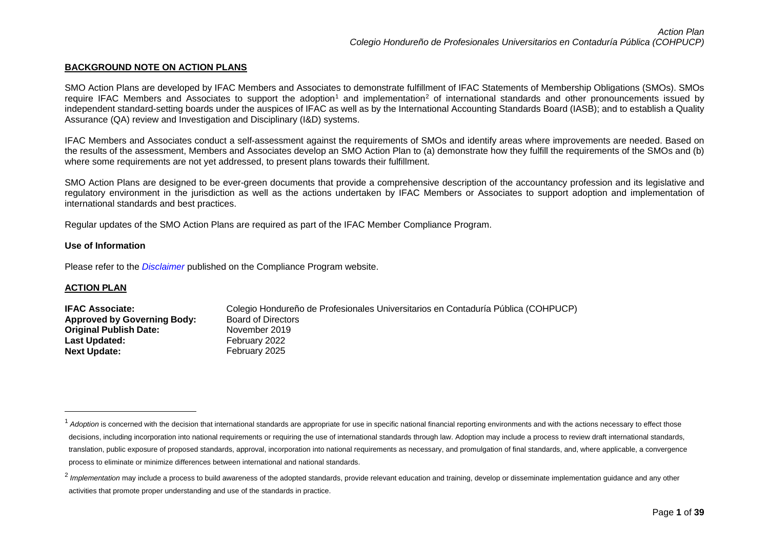## BACKGROUND NOTE ON ACTION PLANS

SMO Action Plans are developed by IFAC Members and Associates to demonstrate fulfillment of IFAC Statements of Membership Obligations (SMOs). SMOs require IFAC Members and Associates to support the adoption[1] and implementation[2] of international standards and other pronouncements issued by independent standard-setting boards under the auspices of IFAC as well as by the International Accounting Standards Board (IASB); and to establish a Quality Assurance (QA) review and Investigation and Disciplinary (I&D) systems.

IFAC Members and Associates conduct a self-assessment against the requirements of SMOs and identify areas where improvements are needed. Based on the results of the assessment, Members and Associates develop an SMO Action Plan to (a) demonstrate how they fulfill the requirements of the SMOs and (b) where some requirements are not yet addressed, to present plans towards their fulfillment.

SMO Action Plans are designed to be ever-green documents that provide a comprehensive description of the accountancy profession and its legislative and regulatory environment in the jurisdiction as well as the actions undertaken by IFAC Members or Associates to support adoption and implementation of international standards and best practices.

Regular updates of the SMO Action Plans are required as part of the IFAC Member Compliance Program.

### Use of Information

Please refer to the *Disclaimer* published on the Compliance Program website.

## ACTION PLAN

| | |
|---|---|
| **IFAC Associate:** | Colegio Hondureño de Profesionales Universitarios en Contaduría Pública (COHPUCP) |
| **Approved by Governing Body:** | Board of Directors |
| **Original Publish Date:** | November 2019 |
| **Last Updated:** | February 2022 |
| **Next Update:** | February 2025 |

---

[1] *Adoption* is concerned with the decision that international standards are appropriate for use in specific national financial reporting environments and with the actions necessary to effect those decisions, including incorporation into national requirements or requiring the use of international standards through law. Adoption may include a process to review draft international standards, translation, public exposure of proposed standards, approval, incorporation into national requirements as necessary, and promulgation of final standards, and, where applicable, a convergence process to eliminate or minimize differences between international and national standards.

[2] *Implementation* may include a process to build awareness of the adopted standards, provide relevant education and training, develop or disseminate implementation guidance and any other activities that promote proper understanding and use of the standards in practice.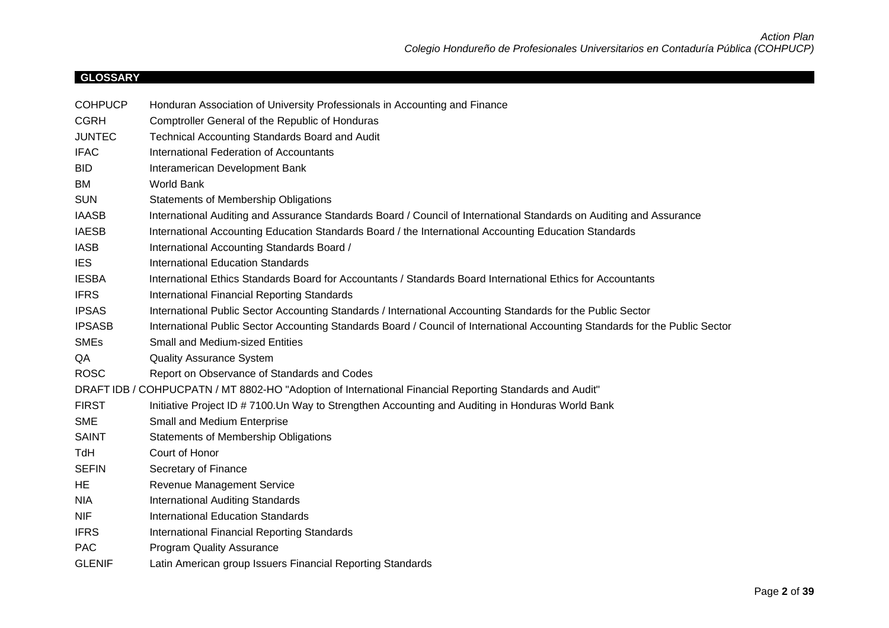## GLOSSARY

| | |
|---|---|
| COHPUCP | Honduran Association of University Professionals in Accounting and Finance |
| CGRH | Comptroller General of the Republic of Honduras |
| JUNTEC | Technical Accounting Standards Board and Audit |
| IFAC | International Federation of Accountants |
| BID | Interamerican Development Bank |
| BM | World Bank |
| SUN | Statements of Membership Obligations |
| IAASB | International Auditing and Assurance Standards Board / Council of International Standards on Auditing and Assurance |
| IAESB | International Accounting Education Standards Board / the International Accounting Education Standards |
| IASB | International Accounting Standards Board / |
| IES | International Education Standards |
| IESBA | International Ethics Standards Board for Accountants / Standards Board International Ethics for Accountants |
| IFRS | International Financial Reporting Standards |
| IPSAS | International Public Sector Accounting Standards / International Accounting Standards for the Public Sector |
| IPSASB | International Public Sector Accounting Standards Board / Council of International Accounting Standards for the Public Sector |
| SMEs | Small and Medium-sized Entities |
| QA | Quality Assurance System |
| ROSC | Report on Observance of Standards and Codes |
| DRAFT IDB / COHPUCPATN / MT 8802-HO "Adoption of International Financial Reporting Standards and Audit" | |
| FIRST | Initiative Project ID # 7100.Un Way to Strengthen Accounting and Auditing in Honduras World Bank |
| SME | Small and Medium Enterprise |
| SAINT | Statements of Membership Obligations |
| TdH | Court of Honor |
| SEFIN | Secretary of Finance |
| HE | Revenue Management Service |
| NIA | International Auditing Standards |
| NIF | International Education Standards |
| IFRS | International Financial Reporting Standards |
| PAC | Program Quality Assurance |
| GLENIF | Latin American group Issuers Financial Reporting Standards |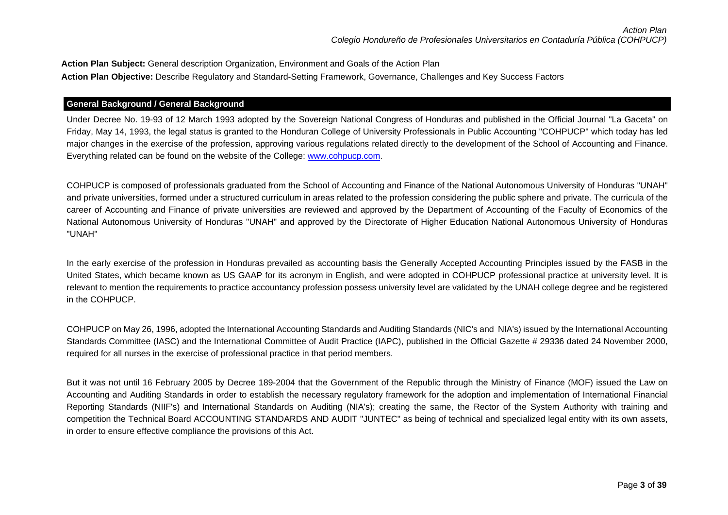**Action Plan Subject:** General description Organization, Environment and Goals of the Action Plan

**Action Plan Objective:** Describe Regulatory and Standard-Setting Framework, Governance, Challenges and Key Success Factors

## General Background / General Background

Under Decree No. 19-93 of 12 March 1993 adopted by the Sovereign National Congress of Honduras and published in the Official Journal "La Gaceta" on Friday, May 14, 1993, the legal status is granted to the Honduran College of University Professionals in Public Accounting "COHPUCP" which today has led major changes in the exercise of the profession, approving various regulations related directly to the development of the School of Accounting and Finance. Everything related can be found on the website of the College: [www.cohpucp.com](www.cohpucp.com).

COHPUCP is composed of professionals graduated from the School of Accounting and Finance of the National Autonomous University of Honduras "UNAH" and private universities, formed under a structured curriculum in areas related to the profession considering the public sphere and private. The curricula of the career of Accounting and Finance of private universities are reviewed and approved by the Department of Accounting of the Faculty of Economics of the National Autonomous University of Honduras "UNAH" and approved by the Directorate of Higher Education National Autonomous University of Honduras "UNAH"

In the early exercise of the profession in Honduras prevailed as accounting basis the Generally Accepted Accounting Principles issued by the FASB in the United States, which became known as US GAAP for its acronym in English, and were adopted in COHPUCP professional practice at university level. It is relevant to mention the requirements to practice accountancy profession possess university level are validated by the UNAH college degree and be registered in the COHPUCP.

COHPUCP on May 26, 1996, adopted the International Accounting Standards and Auditing Standards (NIC's and NIA's) issued by the International Accounting Standards Committee (IASC) and the International Committee of Audit Practice (IAPC), published in the Official Gazette # 29336 dated 24 November 2000, required for all nurses in the exercise of professional practice in that period members.

But it was not until 16 February 2005 by Decree 189-2004 that the Government of the Republic through the Ministry of Finance (MOF) issued the Law on Accounting and Auditing Standards in order to establish the necessary regulatory framework for the adoption and implementation of International Financial Reporting Standards (NIIF's) and International Standards on Auditing (NIA's); creating the same, the Rector of the System Authority with training and competition the Technical Board ACCOUNTING STANDARDS AND AUDIT "JUNTEC" as being of technical and specialized legal entity with its own assets, in order to ensure effective compliance the provisions of this Act.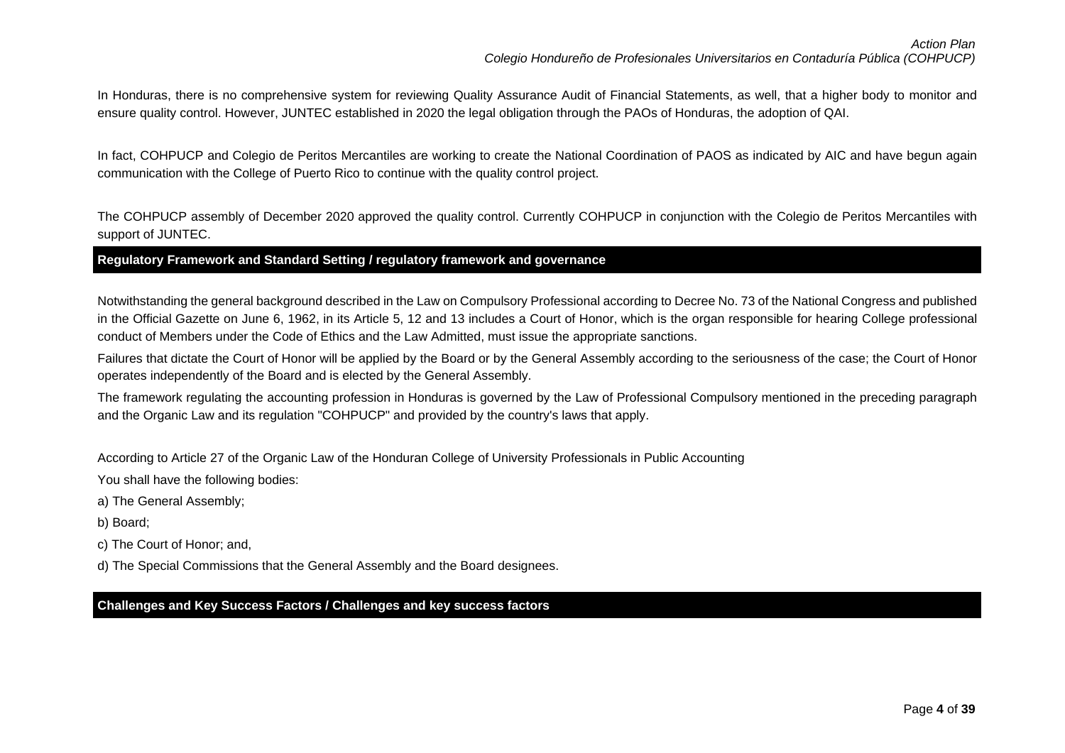In Honduras, there is no comprehensive system for reviewing Quality Assurance Audit of Financial Statements, as well, that a higher body to monitor and ensure quality control. However, JUNTEC established in 2020 the legal obligation through the PAOs of Honduras, the adoption of QAI.

In fact, COHPUCP and Colegio de Peritos Mercantiles are working to create the National Coordination of PAOS as indicated by AIC and have begun again communication with the College of Puerto Rico to continue with the quality control project.

The COHPUCP assembly of December 2020 approved the quality control. Currently COHPUCP in conjunction with the Colegio de Peritos Mercantiles with support of JUNTEC.

## Regulatory Framework and Standard Setting / regulatory framework and governance

Notwithstanding the general background described in the Law on Compulsory Professional according to Decree No. 73 of the National Congress and published in the Official Gazette on June 6, 1962, in its Article 5, 12 and 13 includes a Court of Honor, which is the organ responsible for hearing College professional conduct of Members under the Code of Ethics and the Law Admitted, must issue the appropriate sanctions.

Failures that dictate the Court of Honor will be applied by the Board or by the General Assembly according to the seriousness of the case; the Court of Honor operates independently of the Board and is elected by the General Assembly.

The framework regulating the accounting profession in Honduras is governed by the Law of Professional Compulsory mentioned in the preceding paragraph and the Organic Law and its regulation "COHPUCP" and provided by the country's laws that apply.

According to Article 27 of the Organic Law of the Honduran College of University Professionals in Public Accounting

You shall have the following bodies:

a) The General Assembly;

b) Board;

c) The Court of Honor; and,

d) The Special Commissions that the General Assembly and the Board designees.

## Challenges and Key Success Factors / Challenges and key success factors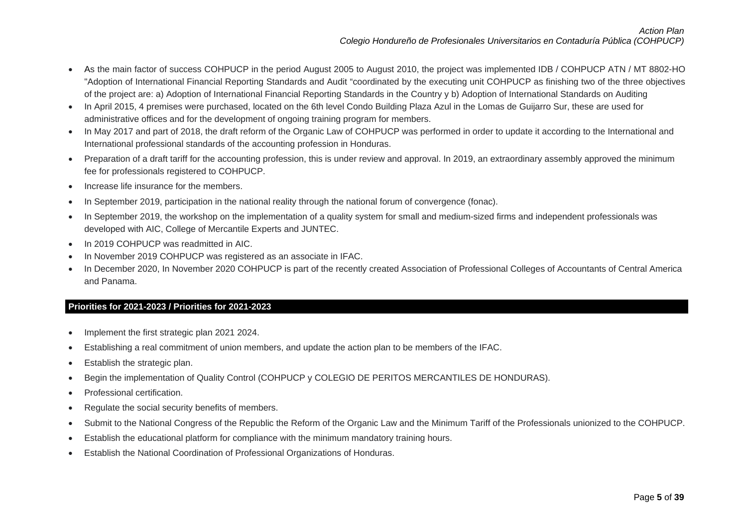- As the main factor of success COHPUCP in the period August 2005 to August 2010, the project was implemented IDB / COHPUCP ATN / MT 8802-HO "Adoption of International Financial Reporting Standards and Audit "coordinated by the executing unit COHPUCP as finishing two of the three objectives of the project are: a) Adoption of International Financial Reporting Standards in the Country y b) Adoption of International Standards on Auditing
- In April 2015, 4 premises were purchased, located on the 6th level Condo Building Plaza Azul in the Lomas de Guijarro Sur, these are used for administrative offices and for the development of ongoing training program for members.
- In May 2017 and part of 2018, the draft reform of the Organic Law of COHPUCP was performed in order to update it according to the International and International professional standards of the accounting profession in Honduras.
- Preparation of a draft tariff for the accounting profession, this is under review and approval. In 2019, an extraordinary assembly approved the minimum fee for professionals registered to COHPUCP.
- Increase life insurance for the members.
- In September 2019, participation in the national reality through the national forum of convergence (fonac).
- In September 2019, the workshop on the implementation of a quality system for small and medium-sized firms and independent professionals was developed with AIC, College of Mercantile Experts and JUNTEC.
- In 2019 COHPUCP was readmitted in AIC.
- In November 2019 COHPUCP was registered as an associate in IFAC.
- In December 2020, In November 2020 COHPUCP is part of the recently created Association of Professional Colleges of Accountants of Central America and Panama.

## Priorities for 2021-2023 / Priorities for 2021-2023

- Implement the first strategic plan 2021 2024.
- Establishing a real commitment of union members, and update the action plan to be members of the IFAC.
- Establish the strategic plan.
- Begin the implementation of Quality Control (COHPUCP y COLEGIO DE PERITOS MERCANTILES DE HONDURAS).
- Professional certification.
- Regulate the social security benefits of members.
- Submit to the National Congress of the Republic the Reform of the Organic Law and the Minimum Tariff of the Professionals unionized to the COHPUCP.
- Establish the educational platform for compliance with the minimum mandatory training hours.
- Establish the National Coordination of Professional Organizations of Honduras.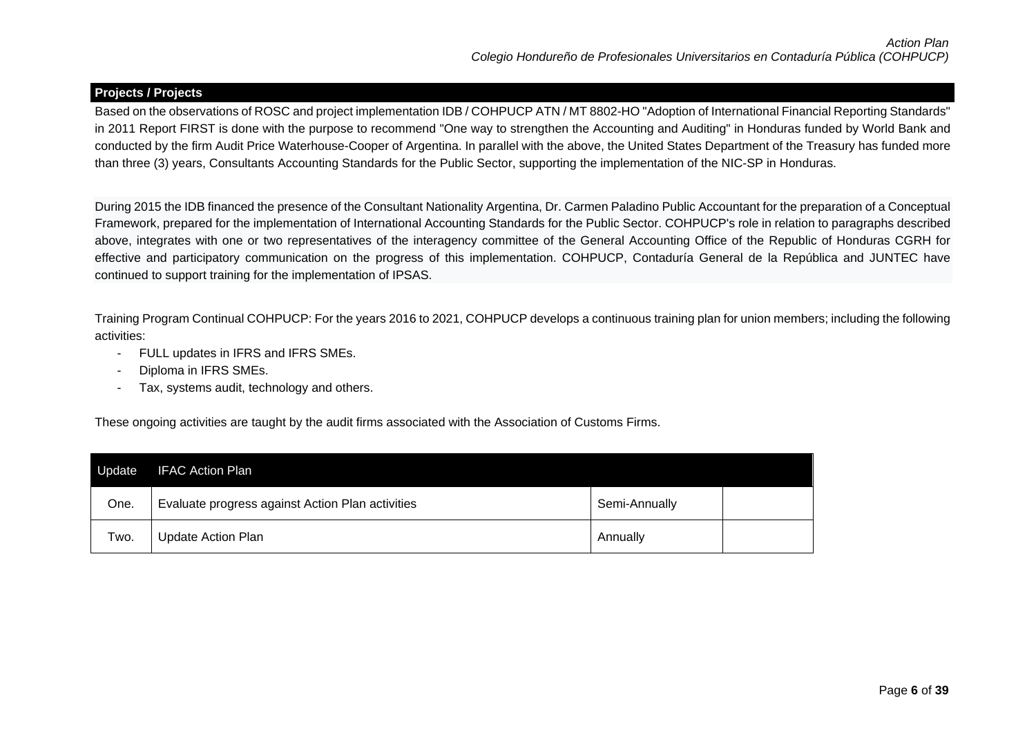## Projects / Projects

Based on the observations of ROSC and project implementation IDB / COHPUCP ATN / MT 8802-HO "Adoption of International Financial Reporting Standards" in 2011 Report FIRST is done with the purpose to recommend "One way to strengthen the Accounting and Auditing" in Honduras funded by World Bank and conducted by the firm Audit Price Waterhouse-Cooper of Argentina. In parallel with the above, the United States Department of the Treasury has funded more than three (3) years, Consultants Accounting Standards for the Public Sector, supporting the implementation of the NIC-SP in Honduras.

During 2015 the IDB financed the presence of the Consultant Nationality Argentina, Dr. Carmen Paladino Public Accountant for the preparation of a Conceptual Framework, prepared for the implementation of International Accounting Standards for the Public Sector. COHPUCP's role in relation to paragraphs described above, integrates with one or two representatives of the interagency committee of the General Accounting Office of the Republic of Honduras CGRH for effective and participatory communication on the progress of this implementation. COHPUCP, Contaduría General de la República and JUNTEC have continued to support training for the implementation of IPSAS.

Training Program Continual COHPUCP: For the years 2016 to 2021, COHPUCP develops a continuous training plan for union members; including the following activities:

- FULL updates in IFRS and IFRS SMEs.
- Diploma in IFRS SMEs.
- Tax, systems audit, technology and others.

These ongoing activities are taught by the audit firms associated with the Association of Customs Firms.

| Update | IFAC Action Plan | | |
|---|---|---|---|
| One. | Evaluate progress against Action Plan activities | Semi-Annually | |
| Two. | Update Action Plan | Annually | |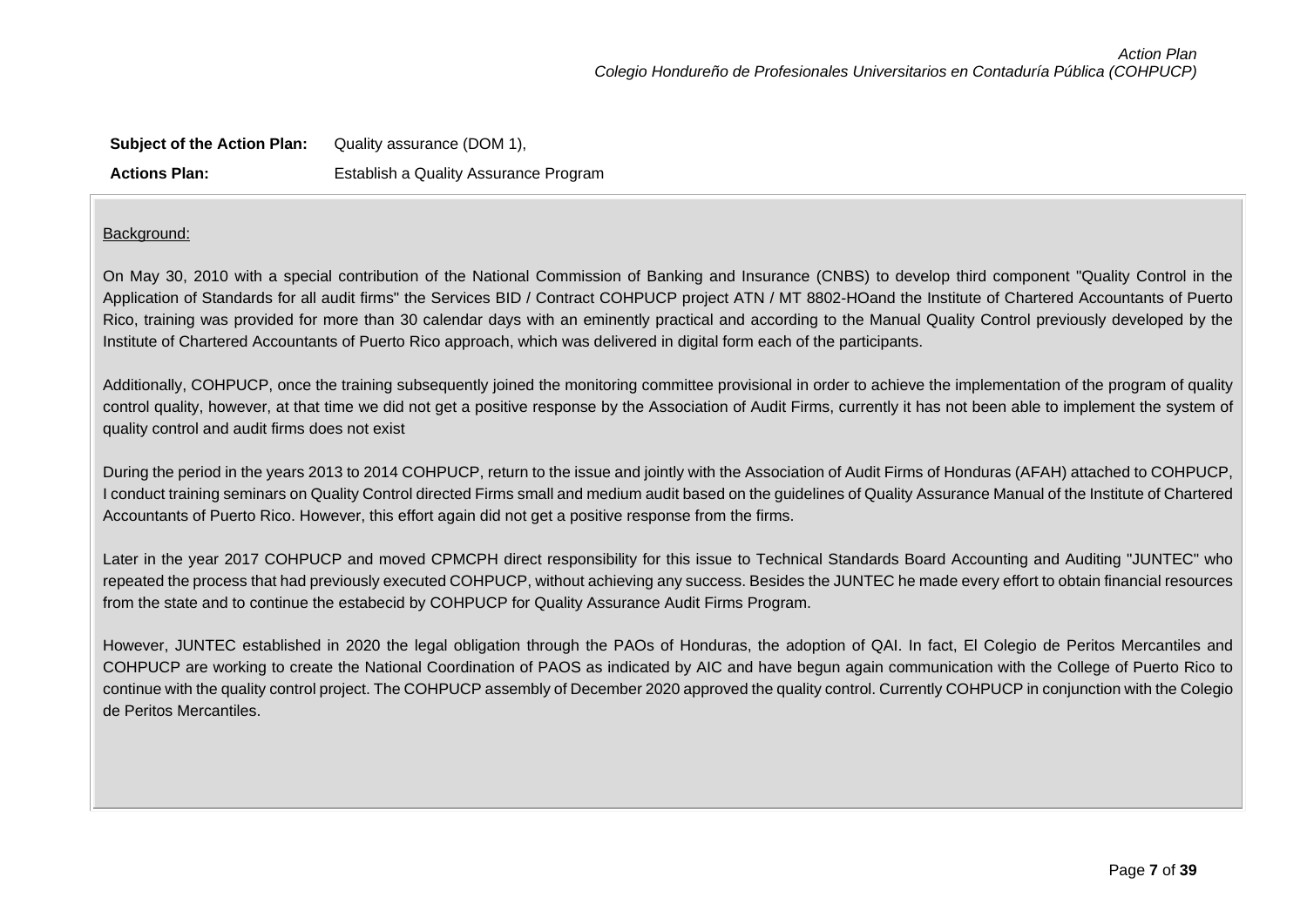**Subject of the Action Plan:** Quality assurance (DOM 1),

**Actions Plan:** Establish a Quality Assurance Program

Background:

On May 30, 2010 with a special contribution of the National Commission of Banking and Insurance (CNBS) to develop third component "Quality Control in the Application of Standards for all audit firms" the Services BID / Contract COHPUCP project ATN / MT 8802-HOand the Institute of Chartered Accountants of Puerto Rico, training was provided for more than 30 calendar days with an eminently practical and according to the Manual Quality Control previously developed by the Institute of Chartered Accountants of Puerto Rico approach, which was delivered in digital form each of the participants.

Additionally, COHPUCP, once the training subsequently joined the monitoring committee provisional in order to achieve the implementation of the program of quality control quality, however, at that time we did not get a positive response by the Association of Audit Firms, currently it has not been able to implement the system of quality control and audit firms does not exist

During the period in the years 2013 to 2014 COHPUCP, return to the issue and jointly with the Association of Audit Firms of Honduras (AFAH) attached to COHPUCP, I conduct training seminars on Quality Control directed Firms small and medium audit based on the guidelines of Quality Assurance Manual of the Institute of Chartered Accountants of Puerto Rico. However, this effort again did not get a positive response from the firms.

Later in the year 2017 COHPUCP and moved CPMCPH direct responsibility for this issue to Technical Standards Board Accounting and Auditing "JUNTEC" who repeated the process that had previously executed COHPUCP, without achieving any success. Besides the JUNTEC he made every effort to obtain financial resources from the state and to continue the estabecid by COHPUCP for Quality Assurance Audit Firms Program.

However, JUNTEC established in 2020 the legal obligation through the PAOs of Honduras, the adoption of QAI. In fact, El Colegio de Peritos Mercantiles and COHPUCP are working to create the National Coordination of PAOS as indicated by AIC and have begun again communication with the College of Puerto Rico to continue with the quality control project. The COHPUCP assembly of December 2020 approved the quality control. Currently COHPUCP in conjunction with the Colegio de Peritos Mercantiles.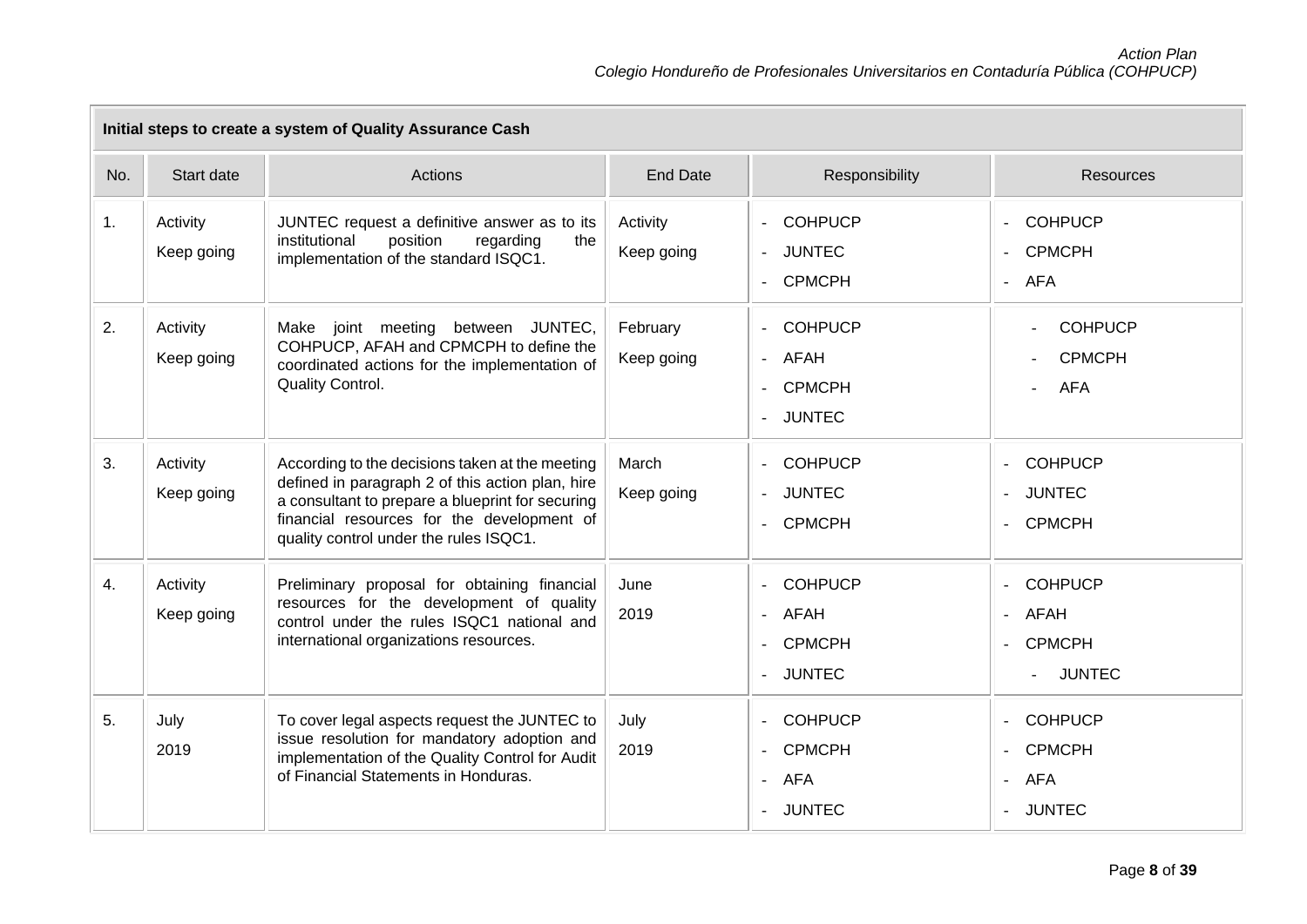| Initial steps to create a system of Quality Assurance Cash | | | | | |
|---|---|---|---|---|---|
| No. | Start date | Actions | End Date | Responsibility | Resources |
| 1. | Activity Keep going | JUNTEC request a definitive answer as to its institutional position regarding the implementation of the standard ISQC1. | Activity Keep going | - COHPUCP<br>- JUNTEC<br>- CPMCPH | - COHPUCP<br>- CPMCPH<br>- AFA |
| 2. | Activity Keep going | Make joint meeting between JUNTEC, COHPUCP, AFAH and CPMCPH to define the coordinated actions for the implementation of Quality Control. | February Keep going | - COHPUCP<br>- AFAH<br>- CPMCPH<br>- JUNTEC | - COHPUCP<br>- CPMCPH<br>- AFA |
| 3. | Activity Keep going | According to the decisions taken at the meeting defined in paragraph 2 of this action plan, hire a consultant to prepare a blueprint for securing financial resources for the development of quality control under the rules ISQC1. | March Keep going | - COHPUCP<br>- JUNTEC<br>- CPMCPH | - COHPUCP<br>- JUNTEC<br>- CPMCPH |
| 4. | Activity Keep going | Preliminary proposal for obtaining financial resources for the development of quality control under the rules ISQC1 national and international organizations resources. | June 2019 | - COHPUCP<br>- AFAH<br>- CPMCPH<br>- JUNTEC | - COHPUCP<br>- AFAH<br>- CPMCPH<br>- JUNTEC |
| 5. | July 2019 | To cover legal aspects request the JUNTEC to issue resolution for mandatory adoption and implementation of the Quality Control for Audit of Financial Statements in Honduras. | July 2019 | - COHPUCP<br>- CPMCPH<br>- AFA<br>- JUNTEC | - COHPUCP<br>- CPMCPH<br>- AFA<br>- JUNTEC |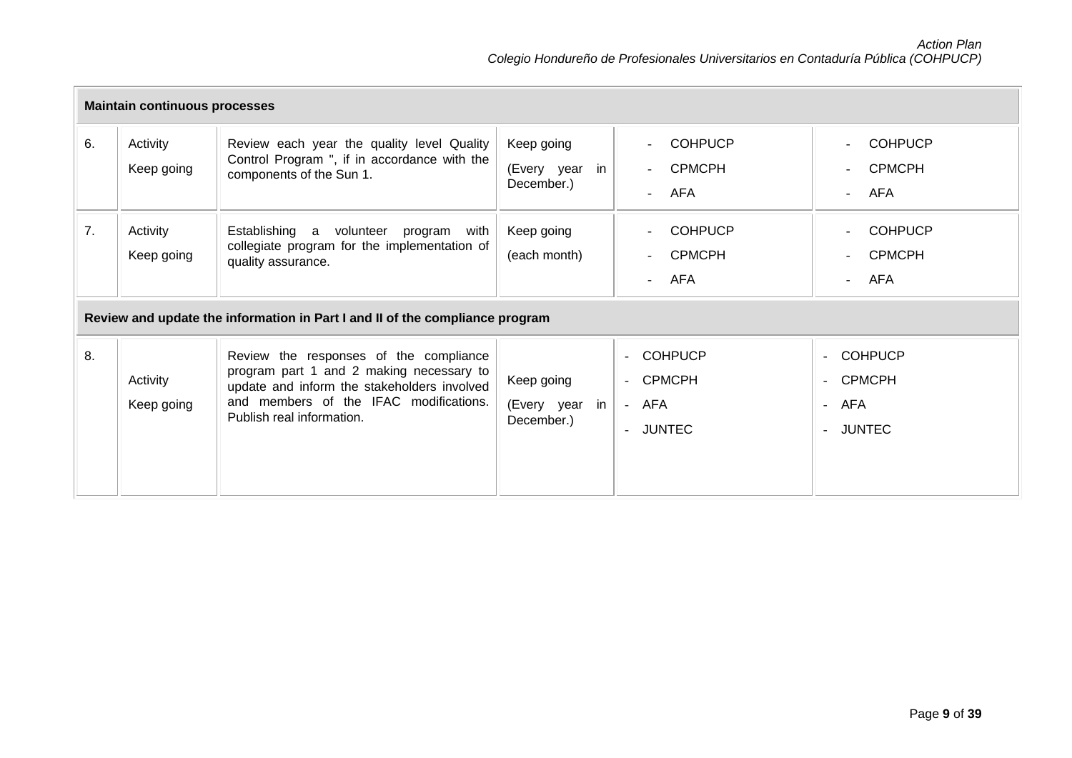| | | | | | |
|---|---|---|---|---|---|
| **Maintain continuous processes** | | | | | |
| 6. | Activity<br>Keep going | Review each year the quality level Quality Control Program ", if in accordance with the components of the Sun 1. | Keep going<br>(Every year in December.) | - COHPUCP<br>- CPMCPH<br>- AFA | - COHPUCP<br>- CPMCPH<br>- AFA |
| 7. | Activity<br>Keep going | Establishing a volunteer program with collegiate program for the implementation of quality assurance. | Keep going<br>(each month) | - COHPUCP<br>- CPMCPH<br>- AFA | - COHPUCP<br>- CPMCPH<br>- AFA |
| **Review and update the information in Part I and II of the compliance program** | | | | | |
| 8. | Activity<br>Keep going | Review the responses of the compliance program part 1 and 2 making necessary to update and inform the stakeholders involved and members of the IFAC modifications. Publish real information. | Keep going<br>(Every year in December.) | - COHPUCP<br>- CPMCPH<br>- AFA<br>- JUNTEC | - COHPUCP<br>- CPMCPH<br>- AFA<br>- JUNTEC |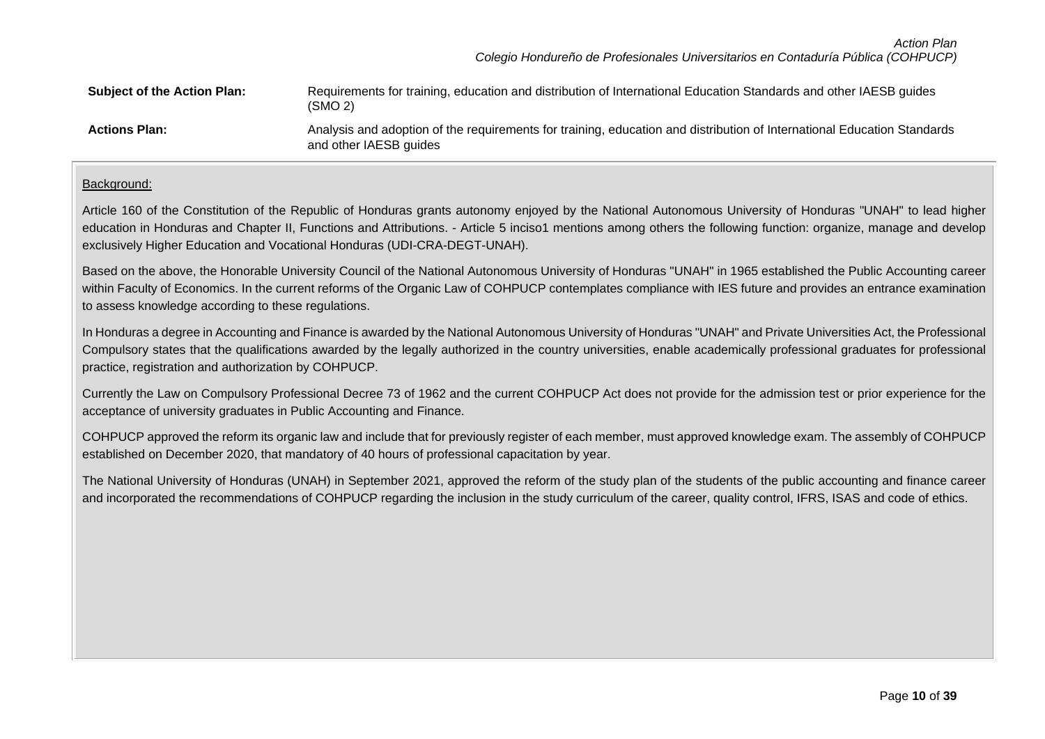| | |
|---|---|
| **Subject of the Action Plan:** | Requirements for training, education and distribution of International Education Standards and other IAESB guides (SMO 2) |
| **Actions Plan:** | Analysis and adoption of the requirements for training, education and distribution of International Education Standards and other IAESB guides |

Background:

Article 160 of the Constitution of the Republic of Honduras grants autonomy enjoyed by the National Autonomous University of Honduras "UNAH" to lead higher education in Honduras and Chapter II, Functions and Attributions. - Article 5 inciso1 mentions among others the following function: organize, manage and develop exclusively Higher Education and Vocational Honduras (UDI-CRA-DEGT-UNAH).

Based on the above, the Honorable University Council of the National Autonomous University of Honduras "UNAH" in 1965 established the Public Accounting career within Faculty of Economics. In the current reforms of the Organic Law of COHPUCP contemplates compliance with IES future and provides an entrance examination to assess knowledge according to these regulations.

In Honduras a degree in Accounting and Finance is awarded by the National Autonomous University of Honduras "UNAH" and Private Universities Act, the Professional Compulsory states that the qualifications awarded by the legally authorized in the country universities, enable academically professional graduates for professional practice, registration and authorization by COHPUCP.

Currently the Law on Compulsory Professional Decree 73 of 1962 and the current COHPUCP Act does not provide for the admission test or prior experience for the acceptance of university graduates in Public Accounting and Finance.

COHPUCP approved the reform its organic law and include that for previously register of each member, must approved knowledge exam. The assembly of COHPUCP established on December 2020, that mandatory of 40 hours of professional capacitation by year.

The National University of Honduras (UNAH) in September 2021, approved the reform of the study plan of the students of the public accounting and finance career and incorporated the recommendations of COHPUCP regarding the inclusion in the study curriculum of the career, quality control, IFRS, ISAS and code of ethics.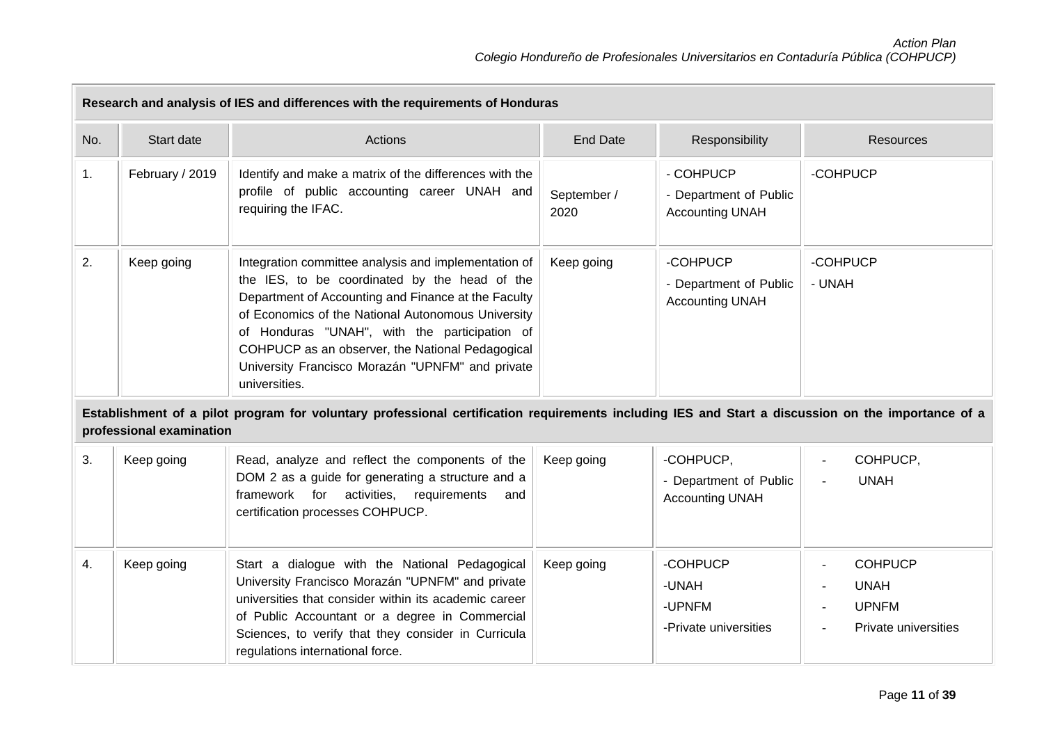| Research and analysis of IES and differences with the requirements of Honduras | | | | | |
|---|---|---|---|---|---|
| No. | Start date | Actions | End Date | Responsibility | Resources |
| 1. | February / 2019 | Identify and make a matrix of the differences with the profile of public accounting career UNAH and requiring the IFAC. | September / 2020 | - COHPUCP<br>- Department of Public Accounting UNAH | -COHPUCP |
| 2. | Keep going | Integration committee analysis and implementation of the IES, to be coordinated by the head of the Department of Accounting and Finance at the Faculty of Economics of the National Autonomous University of Honduras "UNAH", with the participation of COHPUCP as an observer, the National Pedagogical University Francisco Morazán "UPNFM" and private universities. | Keep going | -COHPUCP<br>- Department of Public Accounting UNAH | -COHPUCP<br>- UNAH |
| **Establishment of a pilot program for voluntary professional certification requirements including IES and Start a discussion on the importance of a professional examination** | | | | | |
| 3. | Keep going | Read, analyze and reflect the components of the DOM 2 as a guide for generating a structure and a framework for activities, requirements and certification processes COHPUCP. | Keep going | -COHPUCP,<br>- Department of Public Accounting UNAH | - COHPUCP,<br>- UNAH |
| 4. | Keep going | Start a dialogue with the National Pedagogical University Francisco Morazán "UPNFM" and private universities that consider within its academic career of Public Accountant or a degree in Commercial Sciences, to verify that they consider in Curricula regulations international force. | Keep going | -COHPUCP<br>-UNAH<br>-UPNFM<br>-Private universities | - COHPUCP<br>- UNAH<br>- UPNFM<br>- Private universities |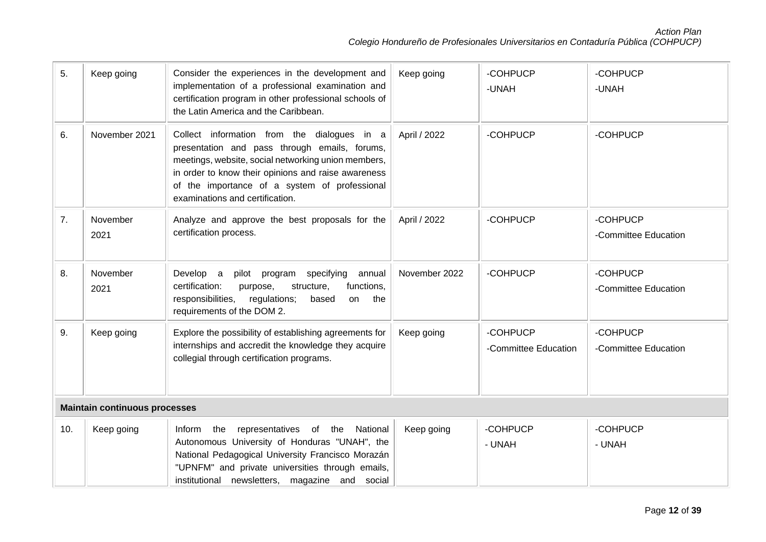| | | | | | |
|---|---|---|---|---|---|
| 5. | Keep going | Consider the experiences in the development and implementation of a professional examination and certification program in other professional schools of the Latin America and the Caribbean. | Keep going | -COHPUCP<br>-UNAH | -COHPUCP<br>-UNAH |
| 6. | November 2021 | Collect information from the dialogues in a presentation and pass through emails, forums, meetings, website, social networking union members, in order to know their opinions and raise awareness of the importance of a system of professional examinations and certification. | April / 2022 | -COHPUCP | -COHPUCP |
| 7. | November 2021 | Analyze and approve the best proposals for the certification process. | April / 2022 | -COHPUCP | -COHPUCP<br>-Committee Education |
| 8. | November 2021 | Develop a pilot program specifying annual certification: purpose, structure, functions, responsibilities, regulations; based on the requirements of the DOM 2. | November 2022 | -COHPUCP | -COHPUCP<br>-Committee Education |
| 9. | Keep going | Explore the possibility of establishing agreements for internships and accredit the knowledge they acquire collegial through certification programs. | Keep going | -COHPUCP<br>-Committee Education | -COHPUCP<br>-Committee Education |
| **Maintain continuous processes** | | | | | |
| 10. | Keep going | Inform the representatives of the National Autonomous University of Honduras "UNAH", the National Pedagogical University Francisco Morazán "UPNFM" and private universities through emails, institutional newsletters, magazine and social | Keep going | -COHPUCP<br>- UNAH | -COHPUCP<br>- UNAH |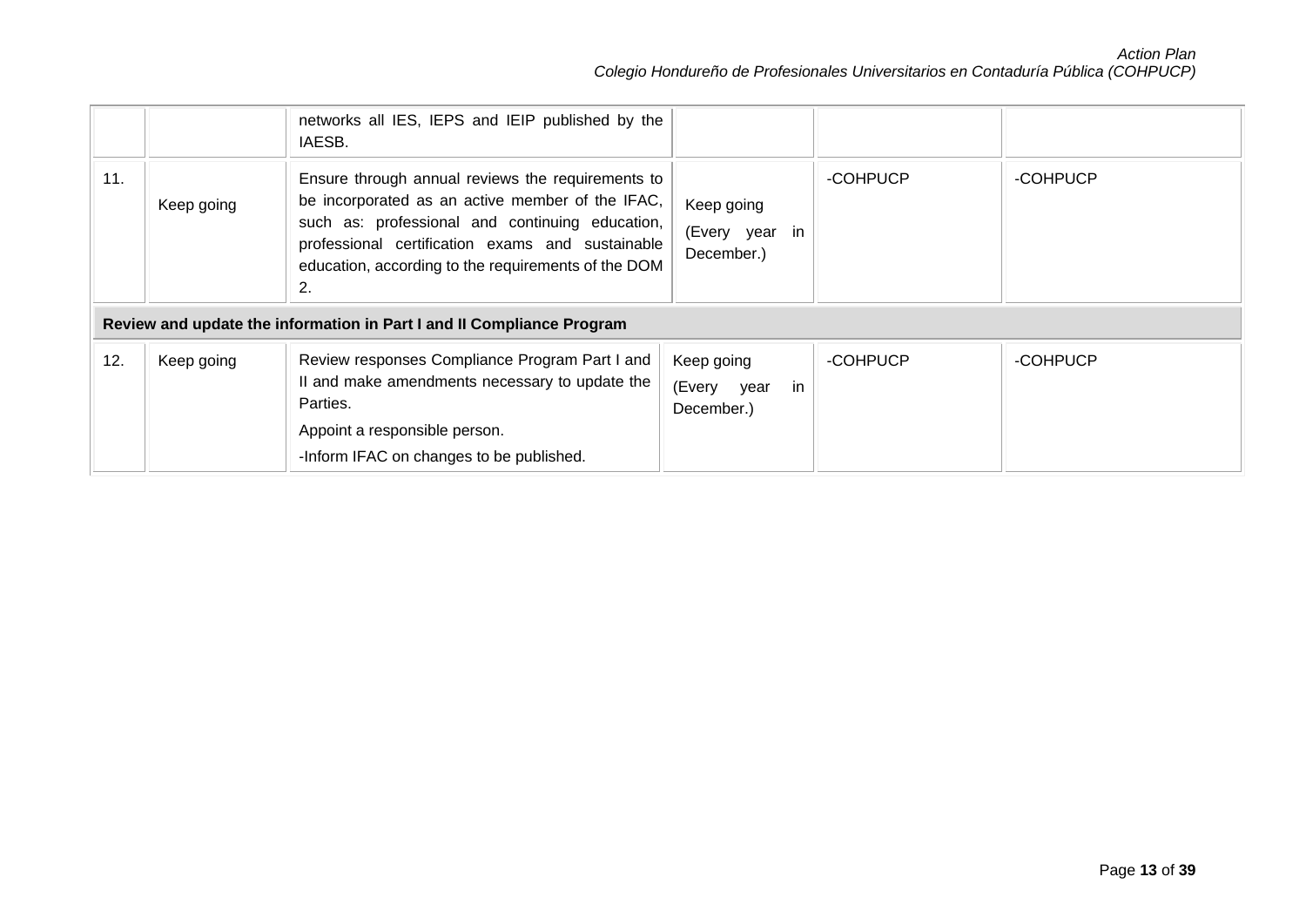| | | | | | |
|---|---|---|---|---|---|
| | | networks all IES, IEPS and IEIP published by the IAESB. | | | |
| 11. | Keep going | Ensure through annual reviews the requirements to be incorporated as an active member of the IFAC, such as: professional and continuing education, professional certification exams and sustainable education, according to the requirements of the DOM 2. | Keep going (Every year in December.) | -COHPUCP | -COHPUCP |
| **Review and update the information in Part I and II Compliance Program** | | | | | |
| 12. | Keep going | Review responses Compliance Program Part I and II and make amendments necessary to update the Parties. Appoint a responsible person. -Inform IFAC on changes to be published. | Keep going (Every year in December.) | -COHPUCP | -COHPUCP |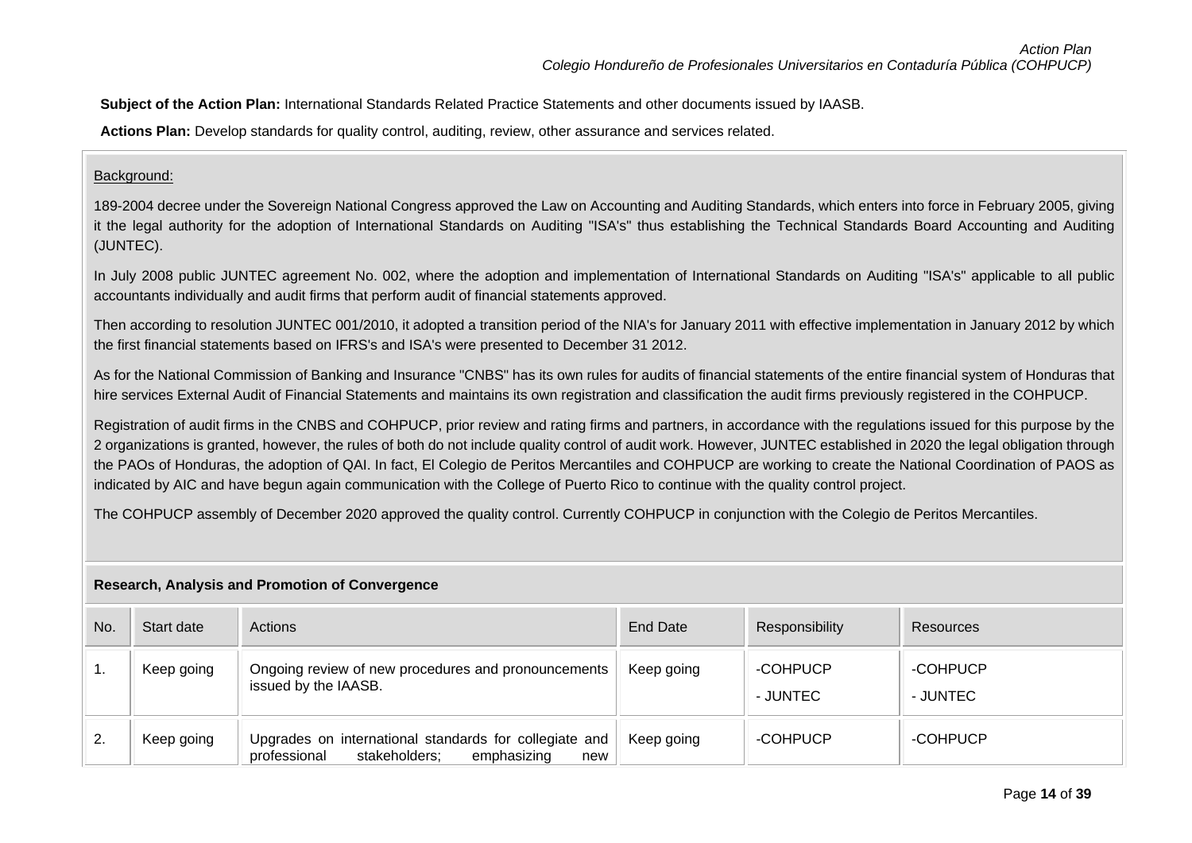**Subject of the Action Plan:** International Standards Related Practice Statements and other documents issued by IAASB.

**Actions Plan:** Develop standards for quality control, auditing, review, other assurance and services related.

Background:

189-2004 decree under the Sovereign National Congress approved the Law on Accounting and Auditing Standards, which enters into force in February 2005, giving it the legal authority for the adoption of International Standards on Auditing "ISA's" thus establishing the Technical Standards Board Accounting and Auditing (JUNTEC).

In July 2008 public JUNTEC agreement No. 002, where the adoption and implementation of International Standards on Auditing "ISA's" applicable to all public accountants individually and audit firms that perform audit of financial statements approved.

Then according to resolution JUNTEC 001/2010, it adopted a transition period of the NIA's for January 2011 with effective implementation in January 2012 by which the first financial statements based on IFRS's and ISA's were presented to December 31 2012.

As for the National Commission of Banking and Insurance "CNBS" has its own rules for audits of financial statements of the entire financial system of Honduras that hire services External Audit of Financial Statements and maintains its own registration and classification the audit firms previously registered in the COHPUCP.

Registration of audit firms in the CNBS and COHPUCP, prior review and rating firms and partners, in accordance with the regulations issued for this purpose by the 2 organizations is granted, however, the rules of both do not include quality control of audit work. However, JUNTEC established in 2020 the legal obligation through the PAOs of Honduras, the adoption of QAI. In fact, El Colegio de Peritos Mercantiles and COHPUCP are working to create the National Coordination of PAOS as indicated by AIC and have begun again communication with the College of Puerto Rico to continue with the quality control project.

The COHPUCP assembly of December 2020 approved the quality control. Currently COHPUCP in conjunction with the Colegio de Peritos Mercantiles.

**Research, Analysis and Promotion of Convergence**

| No. | Start date | Actions | End Date | Responsibility | Resources |
|---|---|---|---|---|---|
| 1. | Keep going | Ongoing review of new procedures and pronouncements issued by the IAASB. | Keep going | -COHPUCP<br>- JUNTEC | -COHPUCP<br>- JUNTEC |
| 2. | Keep going | Upgrades on international standards for collegiate and professional stakeholders; emphasizing new | Keep going | -COHPUCP | -COHPUCP |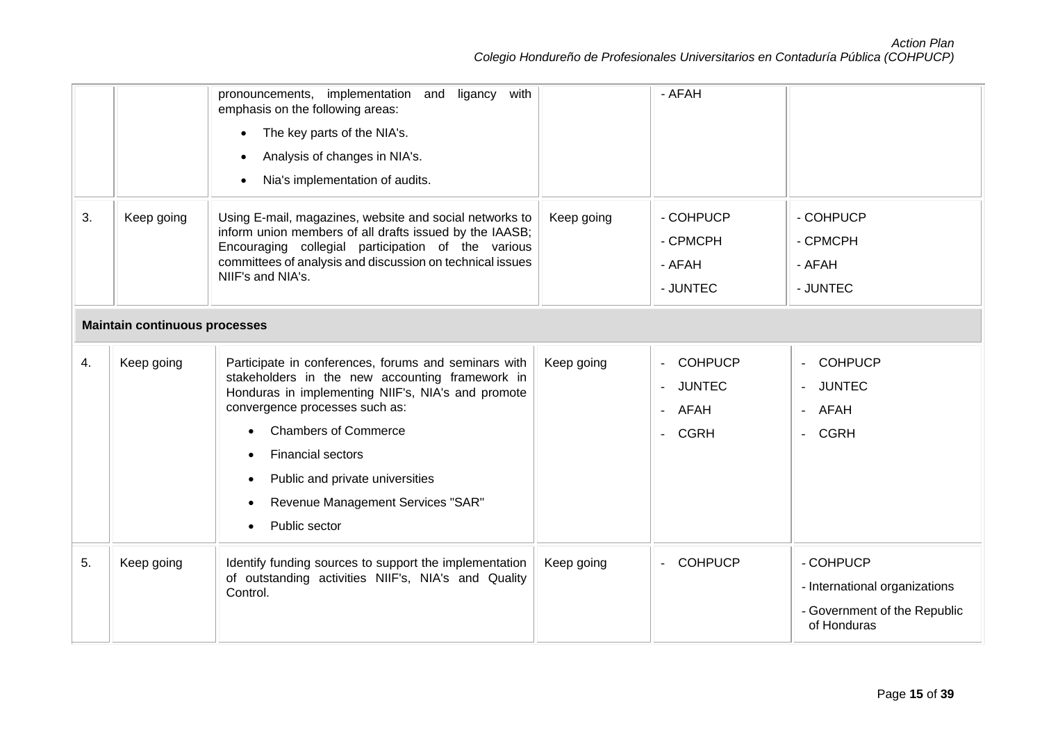| | | | | | |
|---|---|---|---|---|---|
| | | pronouncements, implementation and ligancy with emphasis on the following areas:<br>• The key parts of the NIA's.<br>• Analysis of changes in NIA's.<br>• Nia's implementation of audits. | | - AFAH | |
| 3. | Keep going | Using E-mail, magazines, website and social networks to inform union members of all drafts issued by the IAASB; Encouraging collegial participation of the various committees of analysis and discussion on technical issues NIIF's and NIA's. | Keep going | - COHPUCP<br>- CPMCPH<br>- AFAH<br>- JUNTEC | - COHPUCP<br>- CPMCPH<br>- AFAH<br>- JUNTEC |
| **Maintain continuous processes** | | | | | |
| 4. | Keep going | Participate in conferences, forums and seminars with stakeholders in the new accounting framework in Honduras in implementing NIIF's, NIA's and promote convergence processes such as:<br>• Chambers of Commerce<br>• Financial sectors<br>• Public and private universities<br>• Revenue Management Services "SAR"<br>• Public sector | Keep going | - COHPUCP<br>- JUNTEC<br>- AFAH<br>- CGRH | - COHPUCP<br>- JUNTEC<br>- AFAH<br>- CGRH |
| 5. | Keep going | Identify funding sources to support the implementation of outstanding activities NIIF's, NIA's and Quality Control. | Keep going | - COHPUCP | - COHPUCP<br>- International organizations<br>- Government of the Republic of Honduras |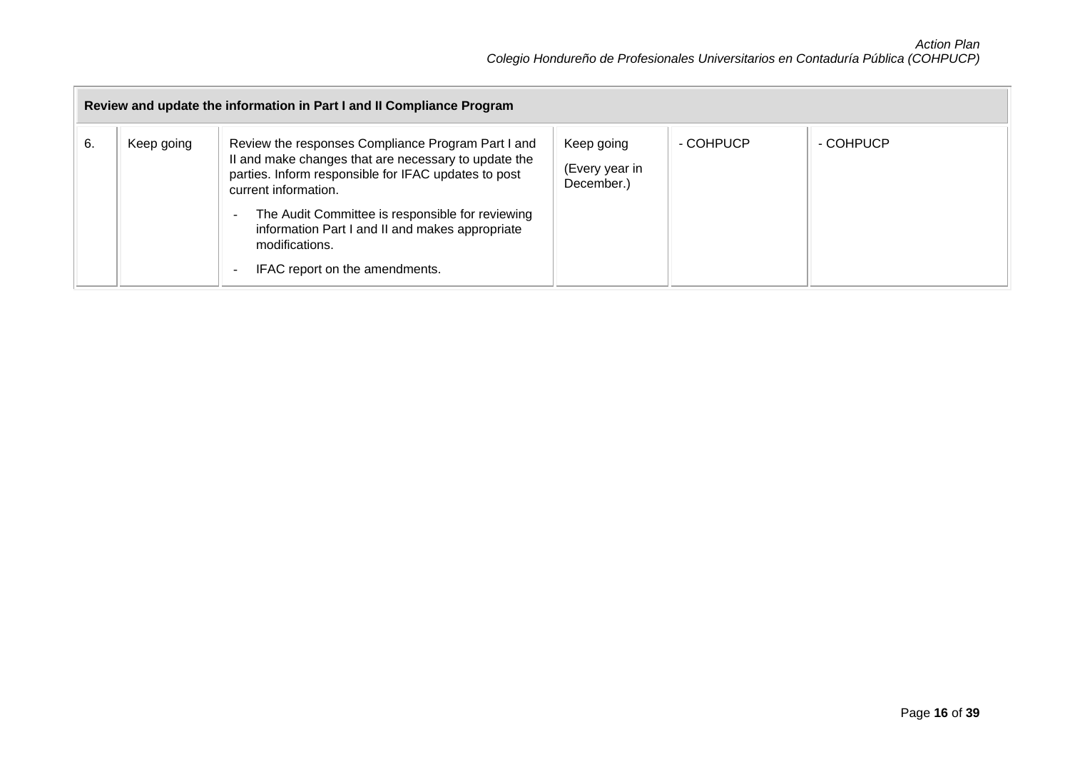| Review and update the information in Part I and II Compliance Program | | | | | |
|---|---|---|---|---|---|
| 6. | Keep going | Review the responses Compliance Program Part I and II and make changes that are necessary to update the parties. Inform responsible for IFAC updates to post current information.<br>- The Audit Committee is responsible for reviewing information Part I and II and makes appropriate modifications.<br>- IFAC report on the amendments. | Keep going<br>(Every year in December.) | - COHPUCP | - COHPUCP |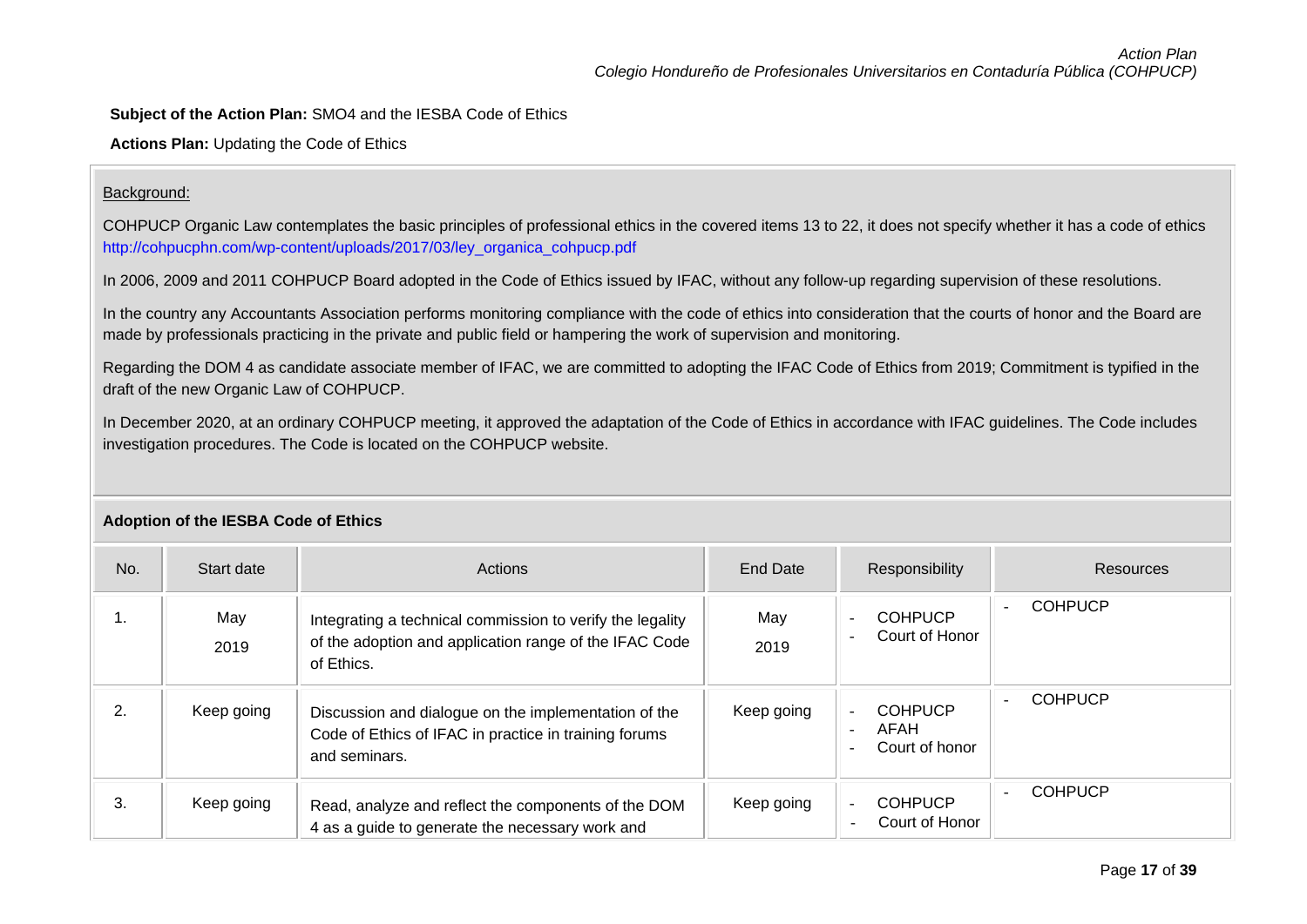**Subject of the Action Plan:** SMO4 and the IESBA Code of Ethics

**Actions Plan:** Updating the Code of Ethics

Background:

COHPUCP Organic Law contemplates the basic principles of professional ethics in the covered items 13 to 22, it does not specify whether it has a code of ethics http://cohpucphn.com/wp-content/uploads/2017/03/ley_organica_cohpucp.pdf

In 2006, 2009 and 2011 COHPUCP Board adopted in the Code of Ethics issued by IFAC, without any follow-up regarding supervision of these resolutions.

In the country any Accountants Association performs monitoring compliance with the code of ethics into consideration that the courts of honor and the Board are made by professionals practicing in the private and public field or hampering the work of supervision and monitoring.

Regarding the DOM 4 as candidate associate member of IFAC, we are committed to adopting the IFAC Code of Ethics from 2019; Commitment is typified in the draft of the new Organic Law of COHPUCP.

In December 2020, at an ordinary COHPUCP meeting, it approved the adaptation of the Code of Ethics in accordance with IFAC guidelines. The Code includes investigation procedures. The Code is located on the COHPUCP website.

**Adoption of the IESBA Code of Ethics**

| No. | Start date | Actions | End Date | Responsibility | Resources |
|---|---|---|---|---|---|
| 1. | May 2019 | Integrating a technical commission to verify the legality of the adoption and application range of the IFAC Code of Ethics. | May 2019 | - COHPUCP<br>- Court of Honor | - COHPUCP |
| 2. | Keep going | Discussion and dialogue on the implementation of the Code of Ethics of IFAC in practice in training forums and seminars. | Keep going | - COHPUCP<br>- AFAH<br>- Court of honor | - COHPUCP |
| 3. | Keep going | Read, analyze and reflect the components of the DOM 4 as a guide to generate the necessary work and | Keep going | - COHPUCP<br>- Court of Honor | - COHPUCP |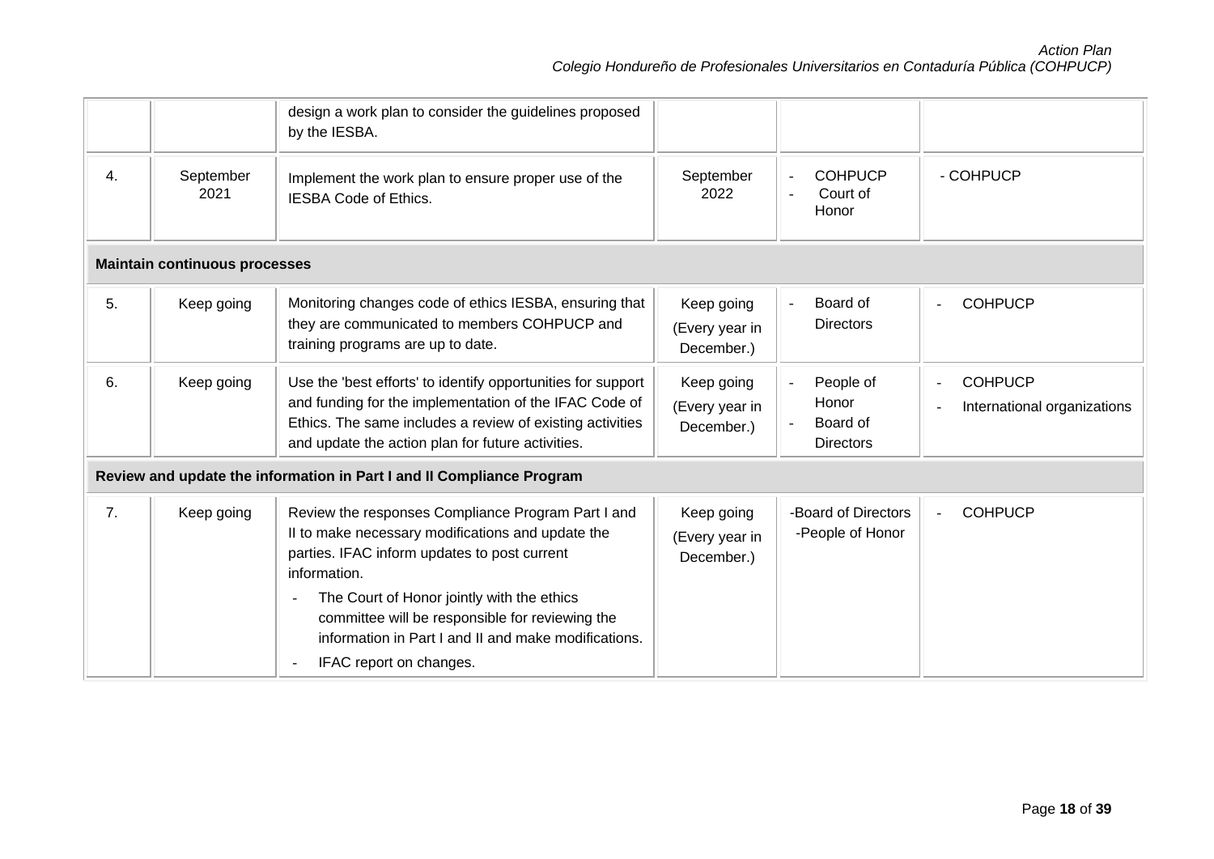| | | | | | |
|---|---|---|---|---|---|
| | | design a work plan to consider the guidelines proposed by the IESBA. | | | |
| 4. | September 2021 | Implement the work plan to ensure proper use of the IESBA Code of Ethics. | September 2022 | - COHPUCP<br>- Court of Honor | - COHPUCP |
| **Maintain continuous processes** | | | | | |
| 5. | Keep going | Monitoring changes code of ethics IESBA, ensuring that they are communicated to members COHPUCP and training programs are up to date. | Keep going (Every year in December.) | - Board of Directors | - COHPUCP |
| 6. | Keep going | Use the 'best efforts' to identify opportunities for support and funding for the implementation of the IFAC Code of Ethics. The same includes a review of existing activities and update the action plan for future activities. | Keep going (Every year in December.) | - People of Honor<br>- Board of Directors | - COHPUCP<br>- International organizations |
| **Review and update the information in Part I and II Compliance Program** | | | | | |
| 7. | Keep going | Review the responses Compliance Program Part I and II to make necessary modifications and update the parties. IFAC inform updates to post current information.<br>- The Court of Honor jointly with the ethics committee will be responsible for reviewing the information in Part I and II and make modifications.<br>- IFAC report on changes. | Keep going (Every year in December.) | -Board of Directors<br>-People of Honor | - COHPUCP |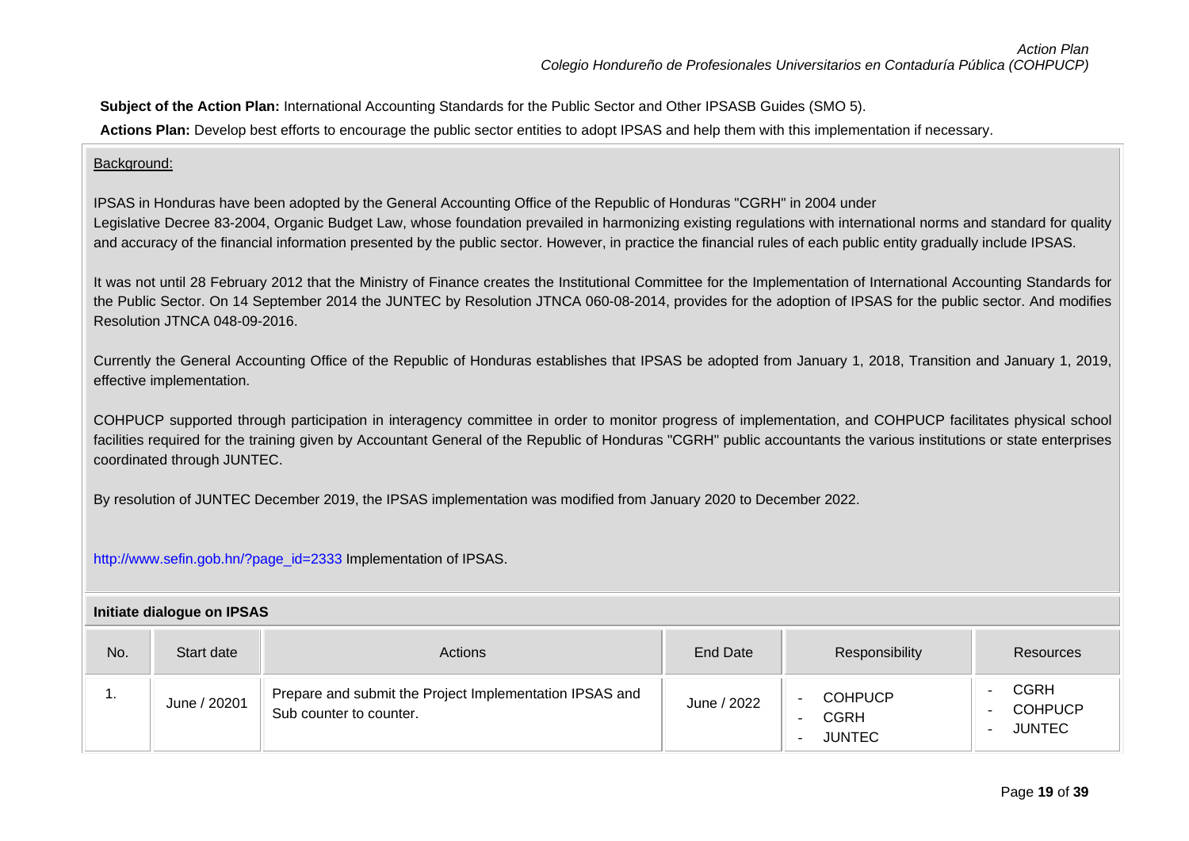**Subject of the Action Plan:** International Accounting Standards for the Public Sector and Other IPSASB Guides (SMO 5).

**Actions Plan:** Develop best efforts to encourage the public sector entities to adopt IPSAS and help them with this implementation if necessary.

Background:

IPSAS in Honduras have been adopted by the General Accounting Office of the Republic of Honduras "CGRH" in 2004 under Legislative Decree 83-2004, Organic Budget Law, whose foundation prevailed in harmonizing existing regulations with international norms and standard for quality and accuracy of the financial information presented by the public sector. However, in practice the financial rules of each public entity gradually include IPSAS.

It was not until 28 February 2012 that the Ministry of Finance creates the Institutional Committee for the Implementation of International Accounting Standards for the Public Sector. On 14 September 2014 the JUNTEC by Resolution JTNCA 060-08-2014, provides for the adoption of IPSAS for the public sector. And modifies Resolution JTNCA 048-09-2016.

Currently the General Accounting Office of the Republic of Honduras establishes that IPSAS be adopted from January 1, 2018, Transition and January 1, 2019, effective implementation.

COHPUCP supported through participation in interagency committee in order to monitor progress of implementation, and COHPUCP facilitates physical school facilities required for the training given by Accountant General of the Republic of Honduras "CGRH" public accountants the various institutions or state enterprises coordinated through JUNTEC.

By resolution of JUNTEC December 2019, the IPSAS implementation was modified from January 2020 to December 2022.

http://www.sefin.gob.hn/?page_id=2333 Implementation of IPSAS.

**Initiate dialogue on IPSAS**

| No. | Start date | Actions | End Date | Responsibility | Resources |
|---|---|---|---|---|---|
| 1. | June / 20201 | Prepare and submit the Project Implementation IPSAS and Sub counter to counter. | June / 2022 | - COHPUCP<br>- CGRH<br>- JUNTEC | - CGRH<br>- COHPUCP<br>- JUNTEC |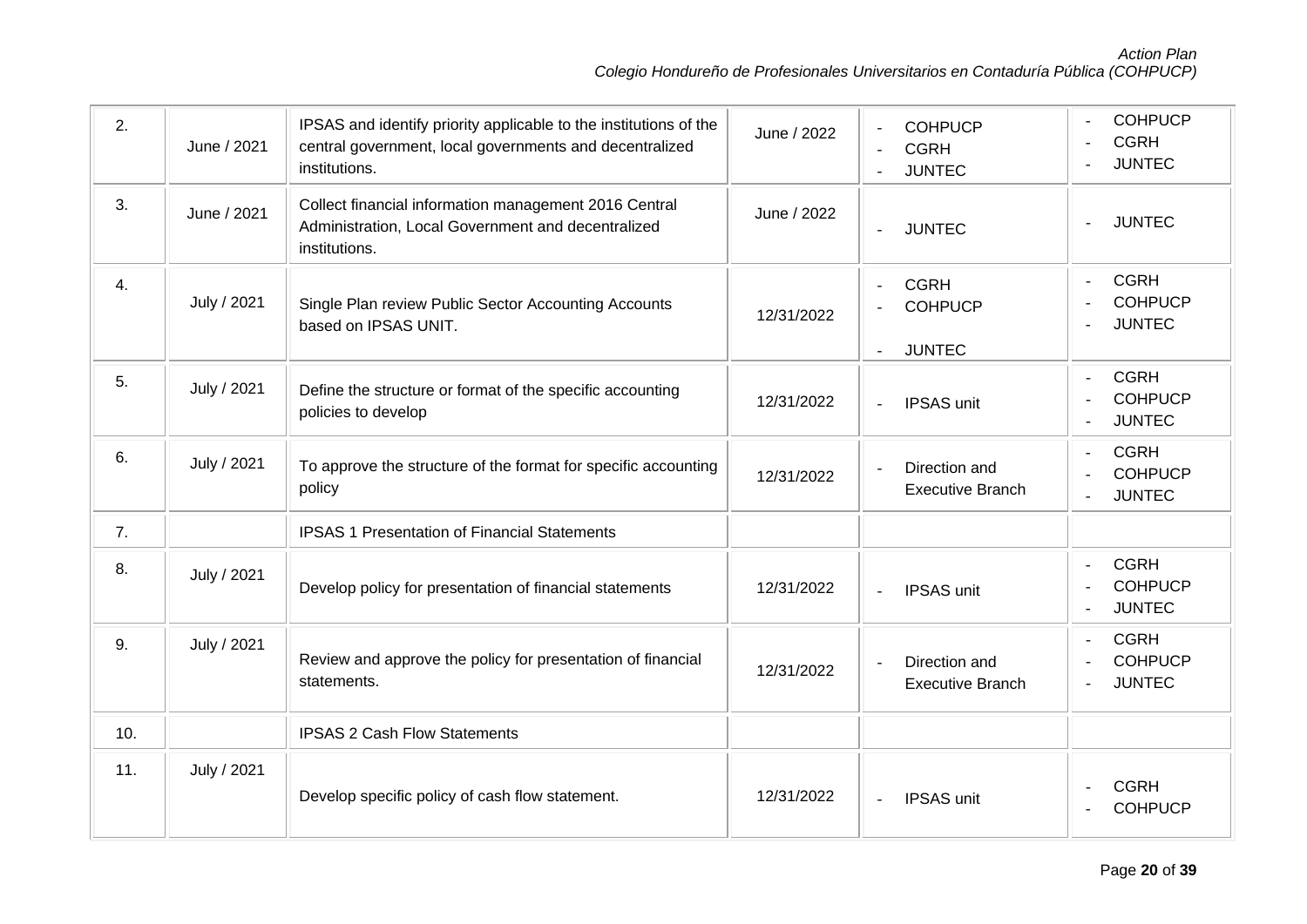| | | | | | |
|---|---|---|---|---|---|
| 2. | June / 2021 | IPSAS and identify priority applicable to the institutions of the central government, local governments and decentralized institutions. | June / 2022 | - COHPUCP<br>- CGRH<br>- JUNTEC | - COHPUCP<br>- CGRH<br>- JUNTEC |
| 3. | June / 2021 | Collect financial information management 2016 Central Administration, Local Government and decentralized institutions. | June / 2022 | - JUNTEC | - JUNTEC |
| 4. | July / 2021 | Single Plan review Public Sector Accounting Accounts based on IPSAS UNIT. | 12/31/2022 | - CGRH<br>- COHPUCP<br>- JUNTEC | - CGRH<br>- COHPUCP<br>- JUNTEC |
| 5. | July / 2021 | Define the structure or format of the specific accounting policies to develop | 12/31/2022 | - IPSAS unit | - CGRH<br>- COHPUCP<br>- JUNTEC |
| 6. | July / 2021 | To approve the structure of the format for specific accounting policy | 12/31/2022 | - Direction and Executive Branch | - CGRH<br>- COHPUCP<br>- JUNTEC |
| 7. | | IPSAS 1 Presentation of Financial Statements | | | |
| 8. | July / 2021 | Develop policy for presentation of financial statements | 12/31/2022 | - IPSAS unit | - CGRH<br>- COHPUCP<br>- JUNTEC |
| 9. | July / 2021 | Review and approve the policy for presentation of financial statements. | 12/31/2022 | - Direction and Executive Branch | - CGRH<br>- COHPUCP<br>- JUNTEC |
| 10. | | IPSAS 2 Cash Flow Statements | | | |
| 11. | July / 2021 | Develop specific policy of cash flow statement. | 12/31/2022 | - IPSAS unit | - CGRH<br>- COHPUCP |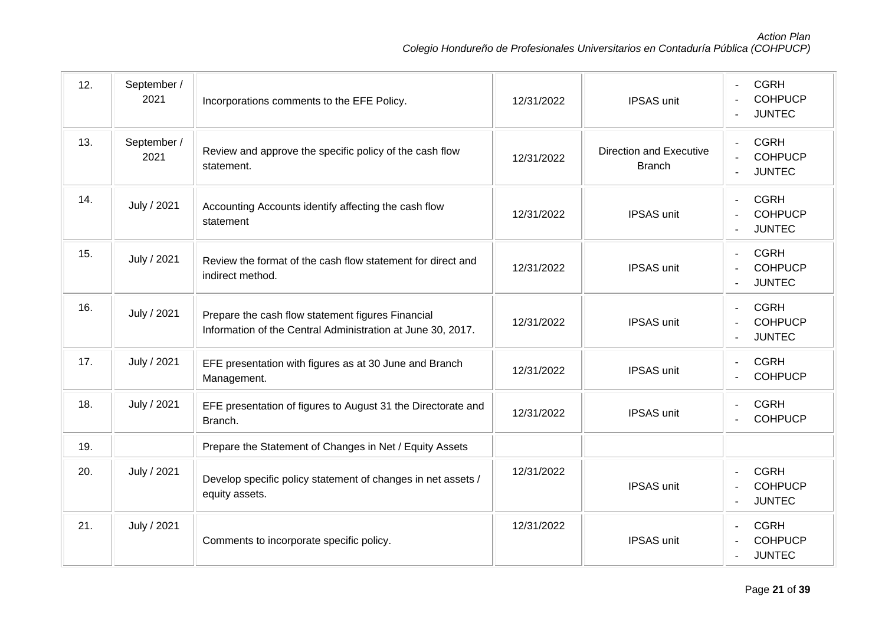| | | | | | |
|---|---|---|---|---|---|
| 12. | September / 2021 | Incorporations comments to the EFE Policy. | 12/31/2022 | IPSAS unit | - CGRH<br>- COHPUCP<br>- JUNTEC |
| 13. | September / 2021 | Review and approve the specific policy of the cash flow statement. | 12/31/2022 | Direction and Executive Branch | - CGRH<br>- COHPUCP<br>- JUNTEC |
| 14. | July / 2021 | Accounting Accounts identify affecting the cash flow statement | 12/31/2022 | IPSAS unit | - CGRH<br>- COHPUCP<br>- JUNTEC |
| 15. | July / 2021 | Review the format of the cash flow statement for direct and indirect method. | 12/31/2022 | IPSAS unit | - CGRH<br>- COHPUCP<br>- JUNTEC |
| 16. | July / 2021 | Prepare the cash flow statement figures Financial Information of the Central Administration at June 30, 2017. | 12/31/2022 | IPSAS unit | - CGRH<br>- COHPUCP<br>- JUNTEC |
| 17. | July / 2021 | EFE presentation with figures as at 30 June and Branch Management. | 12/31/2022 | IPSAS unit | - CGRH<br>- COHPUCP |
| 18. | July / 2021 | EFE presentation of figures to August 31 the Directorate and Branch. | 12/31/2022 | IPSAS unit | - CGRH<br>- COHPUCP |
| 19. | | Prepare the Statement of Changes in Net / Equity Assets | | | |
| 20. | July / 2021 | Develop specific policy statement of changes in net assets / equity assets. | 12/31/2022 | IPSAS unit | - CGRH<br>- COHPUCP<br>- JUNTEC |
| 21. | July / 2021 | Comments to incorporate specific policy. | 12/31/2022 | IPSAS unit | - CGRH<br>- COHPUCP<br>- JUNTEC |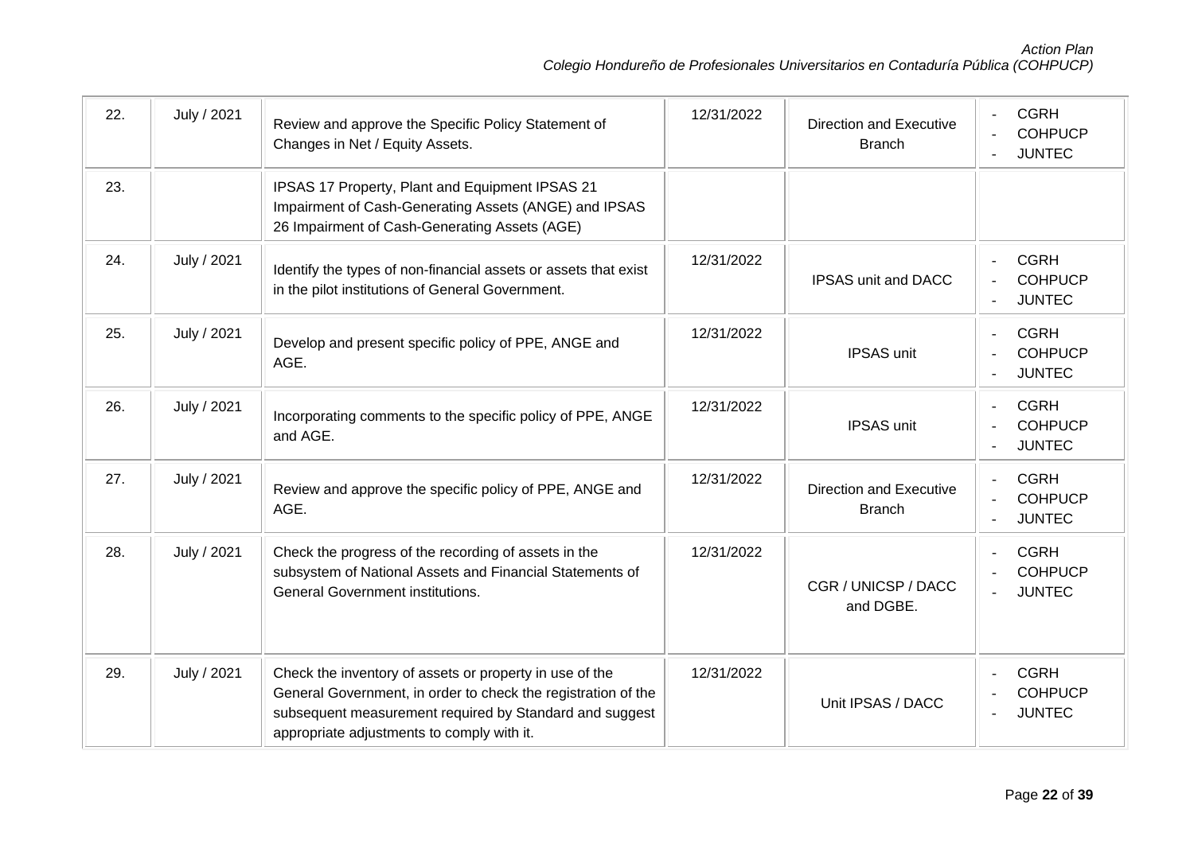| | | | | | |
|---|---|---|---|---|---|
| 22. | July / 2021 | Review and approve the Specific Policy Statement of Changes in Net / Equity Assets. | 12/31/2022 | Direction and Executive Branch | - CGRH<br>- COHPUCP<br>- JUNTEC |
| 23. | | IPSAS 17 Property, Plant and Equipment IPSAS 21 Impairment of Cash-Generating Assets (ANGE) and IPSAS 26 Impairment of Cash-Generating Assets (AGE) | | | |
| 24. | July / 2021 | Identify the types of non-financial assets or assets that exist in the pilot institutions of General Government. | 12/31/2022 | IPSAS unit and DACC | - CGRH<br>- COHPUCP<br>- JUNTEC |
| 25. | July / 2021 | Develop and present specific policy of PPE, ANGE and AGE. | 12/31/2022 | IPSAS unit | - CGRH<br>- COHPUCP<br>- JUNTEC |
| 26. | July / 2021 | Incorporating comments to the specific policy of PPE, ANGE and AGE. | 12/31/2022 | IPSAS unit | - CGRH<br>- COHPUCP<br>- JUNTEC |
| 27. | July / 2021 | Review and approve the specific policy of PPE, ANGE and AGE. | 12/31/2022 | Direction and Executive Branch | - CGRH<br>- COHPUCP<br>- JUNTEC |
| 28. | July / 2021 | Check the progress of the recording of assets in the subsystem of National Assets and Financial Statements of General Government institutions. | 12/31/2022 | CGR / UNICSP / DACC and DGBE. | - CGRH<br>- COHPUCP<br>- JUNTEC |
| 29. | July / 2021 | Check the inventory of assets or property in use of the General Government, in order to check the registration of the subsequent measurement required by Standard and suggest appropriate adjustments to comply with it. | 12/31/2022 | Unit IPSAS / DACC | - CGRH<br>- COHPUCP<br>- JUNTEC |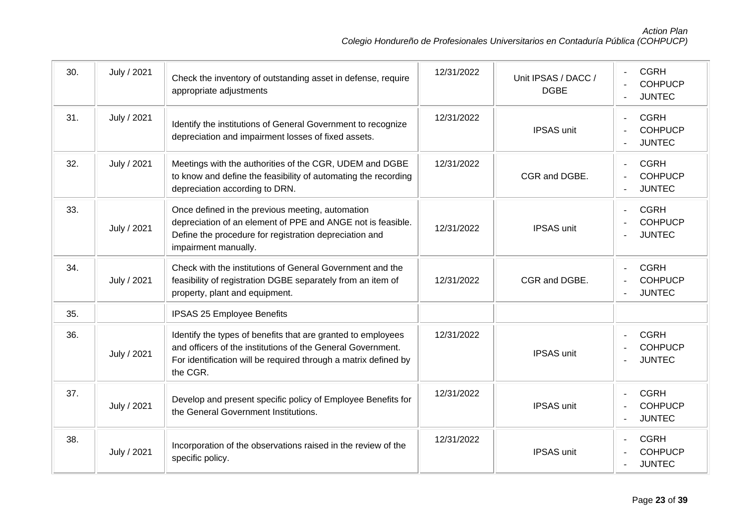| 30. | July / 2021 | Check the inventory of outstanding asset in defense, require appropriate adjustments | 12/31/2022 | Unit IPSAS / DACC / DGBE | - CGRH<br>- COHPUCP<br>- JUNTEC |
|---|---|---|---|---|---|
| 31. | July / 2021 | Identify the institutions of General Government to recognize depreciation and impairment losses of fixed assets. | 12/31/2022 | IPSAS unit | - CGRH<br>- COHPUCP<br>- JUNTEC |
| 32. | July / 2021 | Meetings with the authorities of the CGR, UDEM and DGBE to know and define the feasibility of automating the recording depreciation according to DRN. | 12/31/2022 | CGR and DGBE. | - CGRH<br>- COHPUCP<br>- JUNTEC |
| 33. | July / 2021 | Once defined in the previous meeting, automation depreciation of an element of PPE and ANGE not is feasible. Define the procedure for registration depreciation and impairment manually. | 12/31/2022 | IPSAS unit | - CGRH<br>- COHPUCP<br>- JUNTEC |
| 34. | July / 2021 | Check with the institutions of General Government and the feasibility of registration DGBE separately from an item of property, plant and equipment. | 12/31/2022 | CGR and DGBE. | - CGRH<br>- COHPUCP<br>- JUNTEC |
| 35. | | IPSAS 25 Employee Benefits | | | |
| 36. | July / 2021 | Identify the types of benefits that are granted to employees and officers of the institutions of the General Government. For identification will be required through a matrix defined by the CGR. | 12/31/2022 | IPSAS unit | - CGRH<br>- COHPUCP<br>- JUNTEC |
| 37. | July / 2021 | Develop and present specific policy of Employee Benefits for the General Government Institutions. | 12/31/2022 | IPSAS unit | - CGRH<br>- COHPUCP<br>- JUNTEC |
| 38. | July / 2021 | Incorporation of the observations raised in the review of the specific policy. | 12/31/2022 | IPSAS unit | - CGRH<br>- COHPUCP<br>- JUNTEC |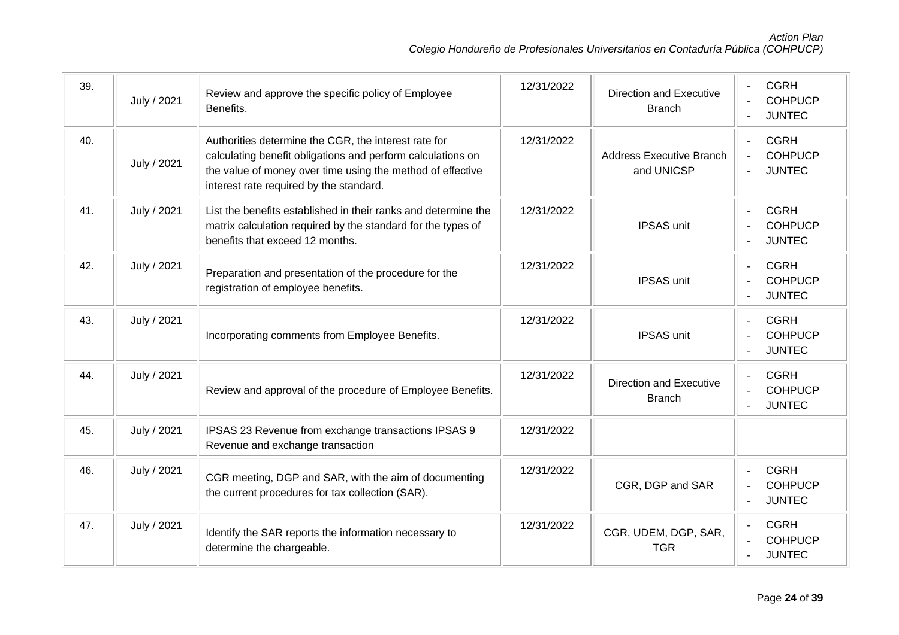| | | | | | |
|---|---|---|---|---|---|
| 39. | July / 2021 | Review and approve the specific policy of Employee Benefits. | 12/31/2022 | Direction and Executive Branch | - CGRH<br>- COHPUCP<br>- JUNTEC |
| 40. | July / 2021 | Authorities determine the CGR, the interest rate for calculating benefit obligations and perform calculations on the value of money over time using the method of effective interest rate required by the standard. | 12/31/2022 | Address Executive Branch and UNICSP | - CGRH<br>- COHPUCP<br>- JUNTEC |
| 41. | July / 2021 | List the benefits established in their ranks and determine the matrix calculation required by the standard for the types of benefits that exceed 12 months. | 12/31/2022 | IPSAS unit | - CGRH<br>- COHPUCP<br>- JUNTEC |
| 42. | July / 2021 | Preparation and presentation of the procedure for the registration of employee benefits. | 12/31/2022 | IPSAS unit | - CGRH<br>- COHPUCP<br>- JUNTEC |
| 43. | July / 2021 | Incorporating comments from Employee Benefits. | 12/31/2022 | IPSAS unit | - CGRH<br>- COHPUCP<br>- JUNTEC |
| 44. | July / 2021 | Review and approval of the procedure of Employee Benefits. | 12/31/2022 | Direction and Executive Branch | - CGRH<br>- COHPUCP<br>- JUNTEC |
| 45. | July / 2021 | IPSAS 23 Revenue from exchange transactions IPSAS 9 Revenue and exchange transaction | 12/31/2022 | | |
| 46. | July / 2021 | CGR meeting, DGP and SAR, with the aim of documenting the current procedures for tax collection (SAR). | 12/31/2022 | CGR, DGP and SAR | - CGRH<br>- COHPUCP<br>- JUNTEC |
| 47. | July / 2021 | Identify the SAR reports the information necessary to determine the chargeable. | 12/31/2022 | CGR, UDEM, DGP, SAR, TGR | - CGRH<br>- COHPUCP<br>- JUNTEC |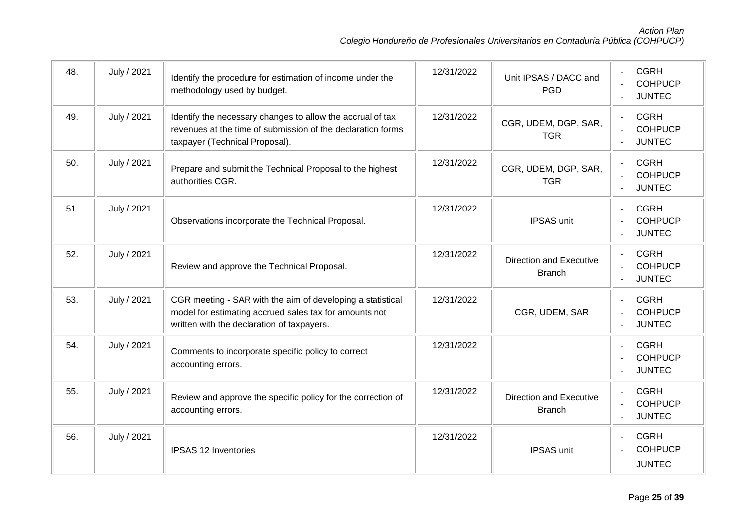| | | | | | |
|---|---|---|---|---|---|
| 48. | July / 2021 | Identify the procedure for estimation of income under the methodology used by budget. | 12/31/2022 | Unit IPSAS / DACC and PGD | - CGRH<br>- COHPUCP<br>- JUNTEC |
| 49. | July / 2021 | Identify the necessary changes to allow the accrual of tax revenues at the time of submission of the declaration forms taxpayer (Technical Proposal). | 12/31/2022 | CGR, UDEM, DGP, SAR, TGR | - CGRH<br>- COHPUCP<br>- JUNTEC |
| 50. | July / 2021 | Prepare and submit the Technical Proposal to the highest authorities CGR. | 12/31/2022 | CGR, UDEM, DGP, SAR, TGR | - CGRH<br>- COHPUCP<br>- JUNTEC |
| 51. | July / 2021 | Observations incorporate the Technical Proposal. | 12/31/2022 | IPSAS unit | - CGRH<br>- COHPUCP<br>- JUNTEC |
| 52. | July / 2021 | Review and approve the Technical Proposal. | 12/31/2022 | Direction and Executive Branch | - CGRH<br>- COHPUCP<br>- JUNTEC |
| 53. | July / 2021 | CGR meeting - SAR with the aim of developing a statistical model for estimating accrued sales tax for amounts not written with the declaration of taxpayers. | 12/31/2022 | CGR, UDEM, SAR | - CGRH<br>- COHPUCP<br>- JUNTEC |
| 54. | July / 2021 | Comments to incorporate specific policy to correct accounting errors. | 12/31/2022 | | - CGRH<br>- COHPUCP<br>- JUNTEC |
| 55. | July / 2021 | Review and approve the specific policy for the correction of accounting errors. | 12/31/2022 | Direction and Executive Branch | - CGRH<br>- COHPUCP<br>- JUNTEC |
| 56. | July / 2021 | IPSAS 12 Inventories | 12/31/2022 | IPSAS unit | - CGRH<br>- COHPUCP<br>JUNTEC |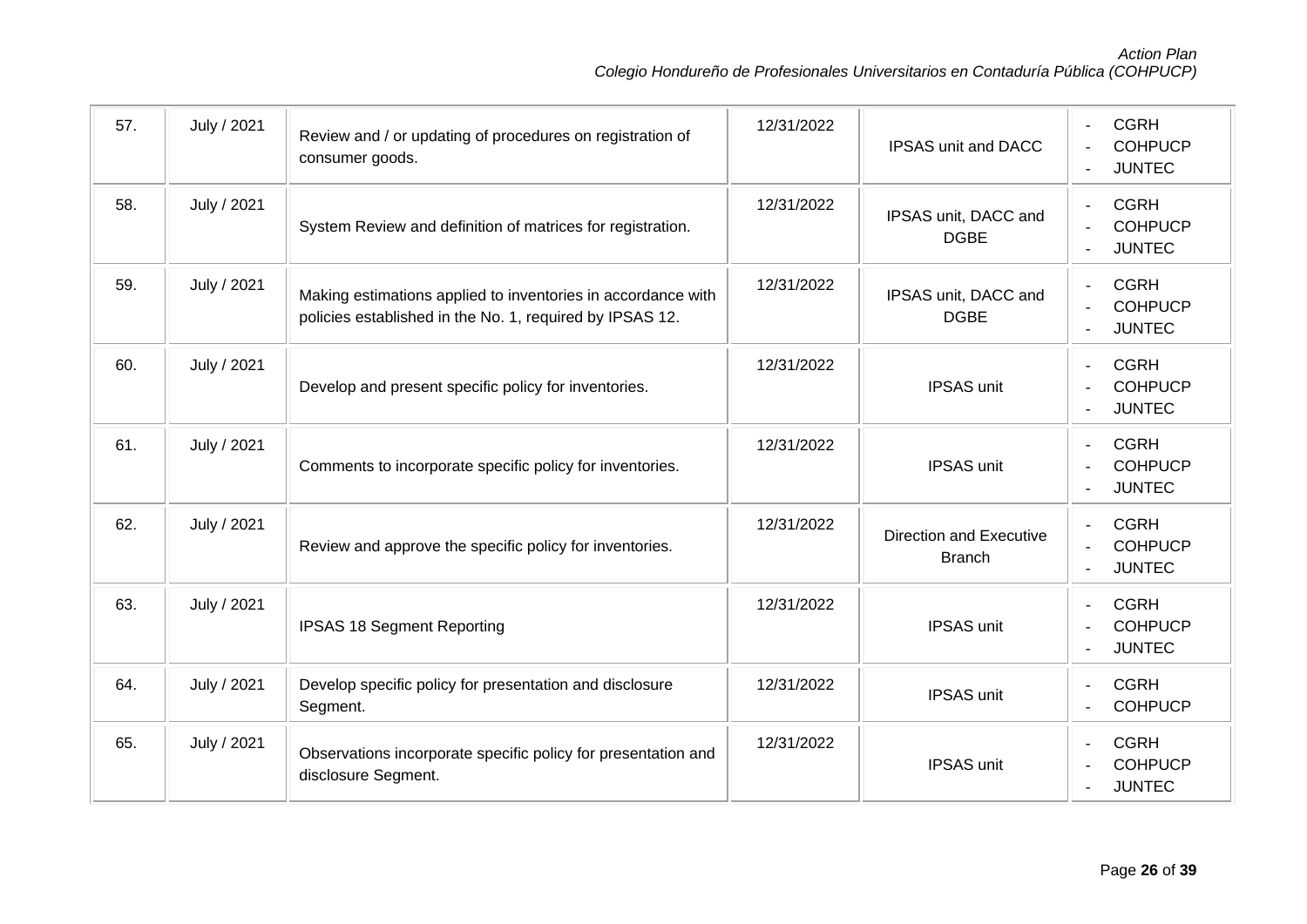| | | | | | |
|---|---|---|---|---|---|
| 57. | July / 2021 | Review and / or updating of procedures on registration of consumer goods. | 12/31/2022 | IPSAS unit and DACC | - CGRH<br>- COHPUCP<br>- JUNTEC |
| 58. | July / 2021 | System Review and definition of matrices for registration. | 12/31/2022 | IPSAS unit, DACC and DGBE | - CGRH<br>- COHPUCP<br>- JUNTEC |
| 59. | July / 2021 | Making estimations applied to inventories in accordance with policies established in the No. 1, required by IPSAS 12. | 12/31/2022 | IPSAS unit, DACC and DGBE | - CGRH<br>- COHPUCP<br>- JUNTEC |
| 60. | July / 2021 | Develop and present specific policy for inventories. | 12/31/2022 | IPSAS unit | - CGRH<br>- COHPUCP<br>- JUNTEC |
| 61. | July / 2021 | Comments to incorporate specific policy for inventories. | 12/31/2022 | IPSAS unit | - CGRH<br>- COHPUCP<br>- JUNTEC |
| 62. | July / 2021 | Review and approve the specific policy for inventories. | 12/31/2022 | Direction and Executive Branch | - CGRH<br>- COHPUCP<br>- JUNTEC |
| 63. | July / 2021 | IPSAS 18 Segment Reporting | 12/31/2022 | IPSAS unit | - CGRH<br>- COHPUCP<br>- JUNTEC |
| 64. | July / 2021 | Develop specific policy for presentation and disclosure Segment. | 12/31/2022 | IPSAS unit | - CGRH<br>- COHPUCP |
| 65. | July / 2021 | Observations incorporate specific policy for presentation and disclosure Segment. | 12/31/2022 | IPSAS unit | - CGRH<br>- COHPUCP<br>- JUNTEC |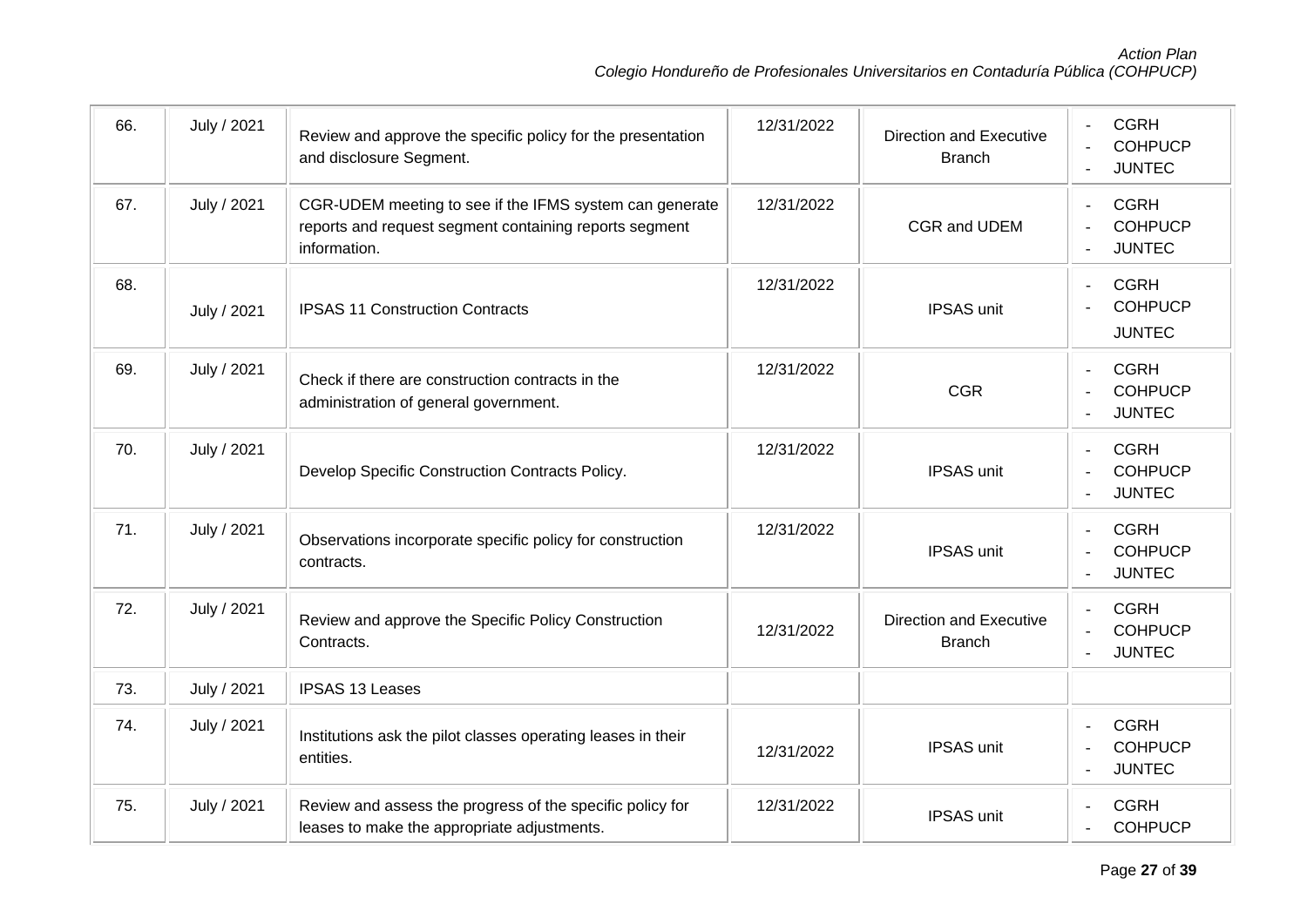| | | | | | |
|---|---|---|---|---|---|
| 66. | July / 2021 | Review and approve the specific policy for the presentation and disclosure Segment. | 12/31/2022 | Direction and Executive Branch | - CGRH<br>- COHPUCP<br>- JUNTEC |
| 67. | July / 2021 | CGR-UDEM meeting to see if the IFMS system can generate reports and request segment containing reports segment information. | 12/31/2022 | CGR and UDEM | - CGRH<br>- COHPUCP<br>- JUNTEC |
| 68. | July / 2021 | IPSAS 11 Construction Contracts | 12/31/2022 | IPSAS unit | - CGRH<br>- COHPUCP<br>JUNTEC |
| 69. | July / 2021 | Check if there are construction contracts in the administration of general government. | 12/31/2022 | CGR | - CGRH<br>- COHPUCP<br>- JUNTEC |
| 70. | July / 2021 | Develop Specific Construction Contracts Policy. | 12/31/2022 | IPSAS unit | - CGRH<br>- COHPUCP<br>- JUNTEC |
| 71. | July / 2021 | Observations incorporate specific policy for construction contracts. | 12/31/2022 | IPSAS unit | - CGRH<br>- COHPUCP<br>- JUNTEC |
| 72. | July / 2021 | Review and approve the Specific Policy Construction Contracts. | 12/31/2022 | Direction and Executive Branch | - CGRH<br>- COHPUCP<br>- JUNTEC |
| 73. | July / 2021 | IPSAS 13 Leases | | | |
| 74. | July / 2021 | Institutions ask the pilot classes operating leases in their entities. | 12/31/2022 | IPSAS unit | - CGRH<br>- COHPUCP<br>- JUNTEC |
| 75. | July / 2021 | Review and assess the progress of the specific policy for leases to make the appropriate adjustments. | 12/31/2022 | IPSAS unit | - CGRH<br>- COHPUCP |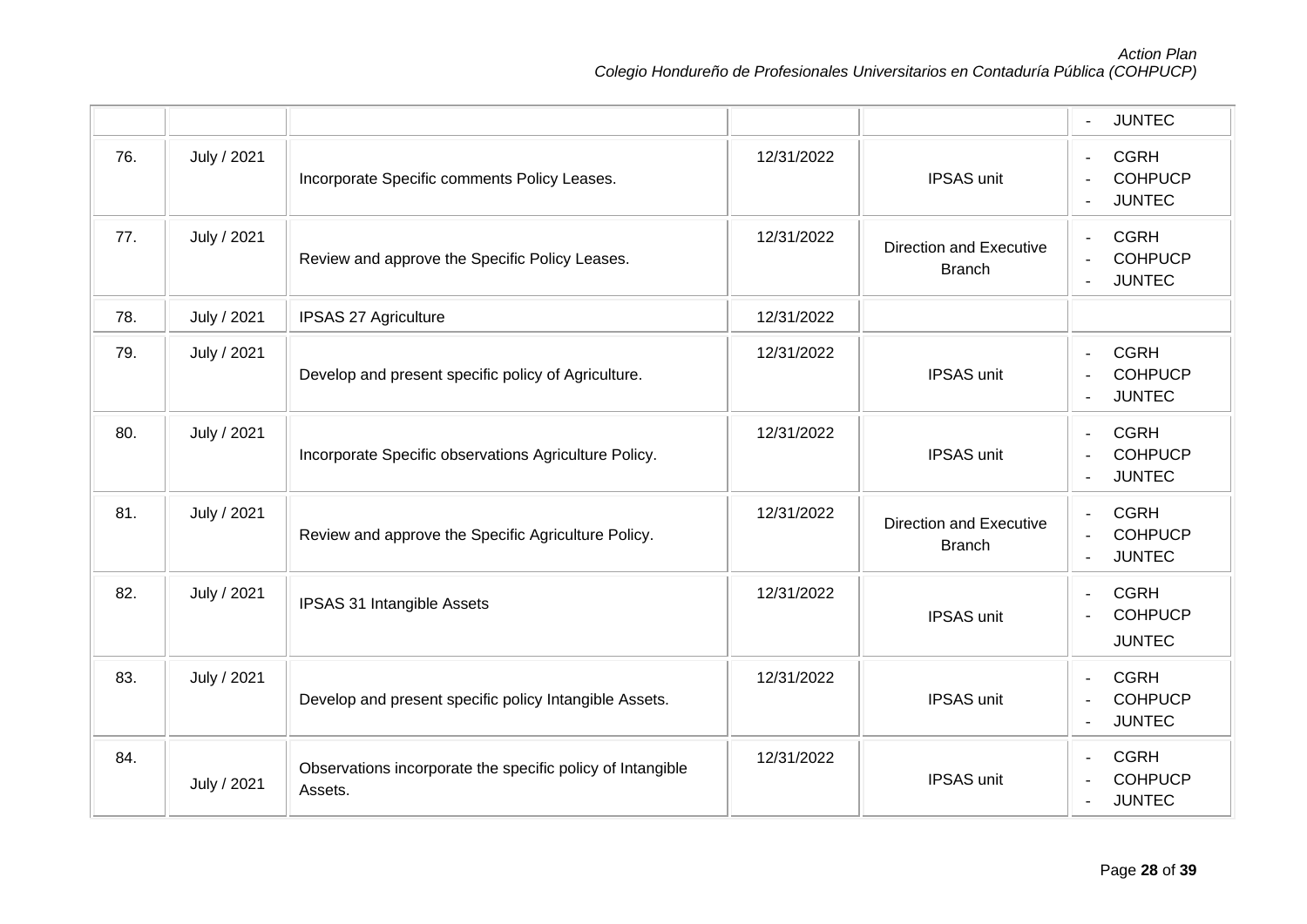| | | | | | |
|---|---|---|---|---|---|
| | | | | | - JUNTEC |
| 76. | July / 2021 | Incorporate Specific comments Policy Leases. | 12/31/2022 | IPSAS unit | - CGRH<br>- COHPUCP<br>- JUNTEC |
| 77. | July / 2021 | Review and approve the Specific Policy Leases. | 12/31/2022 | Direction and Executive Branch | - CGRH<br>- COHPUCP<br>- JUNTEC |
| 78. | July / 2021 | IPSAS 27 Agriculture | 12/31/2022 | | |
| 79. | July / 2021 | Develop and present specific policy of Agriculture. | 12/31/2022 | IPSAS unit | - CGRH<br>- COHPUCP<br>- JUNTEC |
| 80. | July / 2021 | Incorporate Specific observations Agriculture Policy. | 12/31/2022 | IPSAS unit | - CGRH<br>- COHPUCP<br>- JUNTEC |
| 81. | July / 2021 | Review and approve the Specific Agriculture Policy. | 12/31/2022 | Direction and Executive Branch | - CGRH<br>- COHPUCP<br>- JUNTEC |
| 82. | July / 2021 | IPSAS 31 Intangible Assets | 12/31/2022 | IPSAS unit | - CGRH<br>- COHPUCP<br>JUNTEC |
| 83. | July / 2021 | Develop and present specific policy Intangible Assets. | 12/31/2022 | IPSAS unit | - CGRH<br>- COHPUCP<br>- JUNTEC |
| 84. | July / 2021 | Observations incorporate the specific policy of Intangible Assets. | 12/31/2022 | IPSAS unit | - CGRH<br>- COHPUCP<br>- JUNTEC |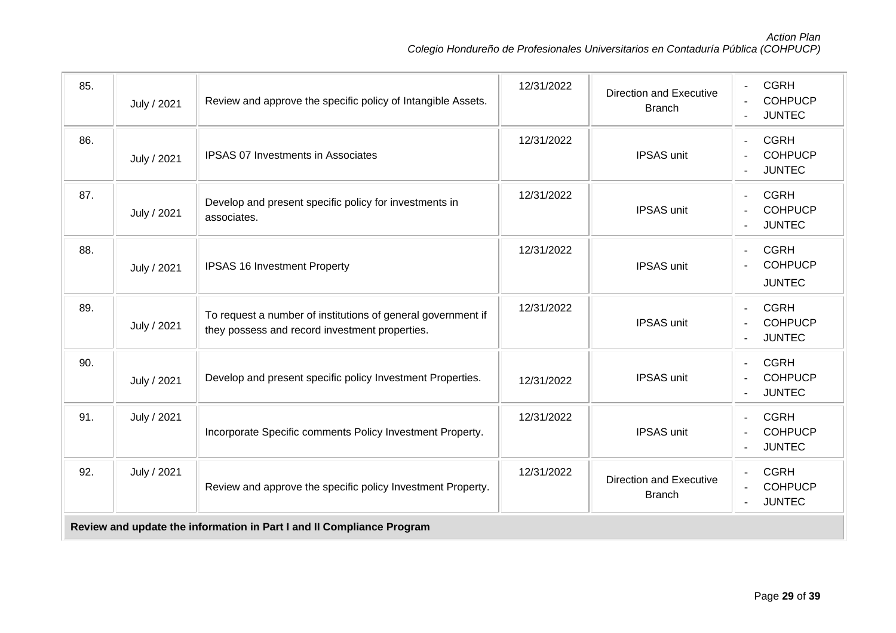| | | | | | |
|---|---|---|---|---|---|
| 85. | July / 2021 | Review and approve the specific policy of Intangible Assets. | 12/31/2022 | Direction and Executive Branch | - CGRH<br>- COHPUCP<br>- JUNTEC |
| 86. | July / 2021 | IPSAS 07 Investments in Associates | 12/31/2022 | IPSAS unit | - CGRH<br>- COHPUCP<br>- JUNTEC |
| 87. | July / 2021 | Develop and present specific policy for investments in associates. | 12/31/2022 | IPSAS unit | - CGRH<br>- COHPUCP<br>- JUNTEC |
| 88. | July / 2021 | IPSAS 16 Investment Property | 12/31/2022 | IPSAS unit | - CGRH<br>- COHPUCP<br>JUNTEC |
| 89. | July / 2021 | To request a number of institutions of general government if they possess and record investment properties. | 12/31/2022 | IPSAS unit | - CGRH<br>- COHPUCP<br>- JUNTEC |
| 90. | July / 2021 | Develop and present specific policy Investment Properties. | 12/31/2022 | IPSAS unit | - CGRH<br>- COHPUCP<br>- JUNTEC |
| 91. | July / 2021 | Incorporate Specific comments Policy Investment Property. | 12/31/2022 | IPSAS unit | - CGRH<br>- COHPUCP<br>- JUNTEC |
| 92. | July / 2021 | Review and approve the specific policy Investment Property. | 12/31/2022 | Direction and Executive Branch | - CGRH<br>- COHPUCP<br>- JUNTEC |
| **Review and update the information in Part I and II Compliance Program** | | | | | |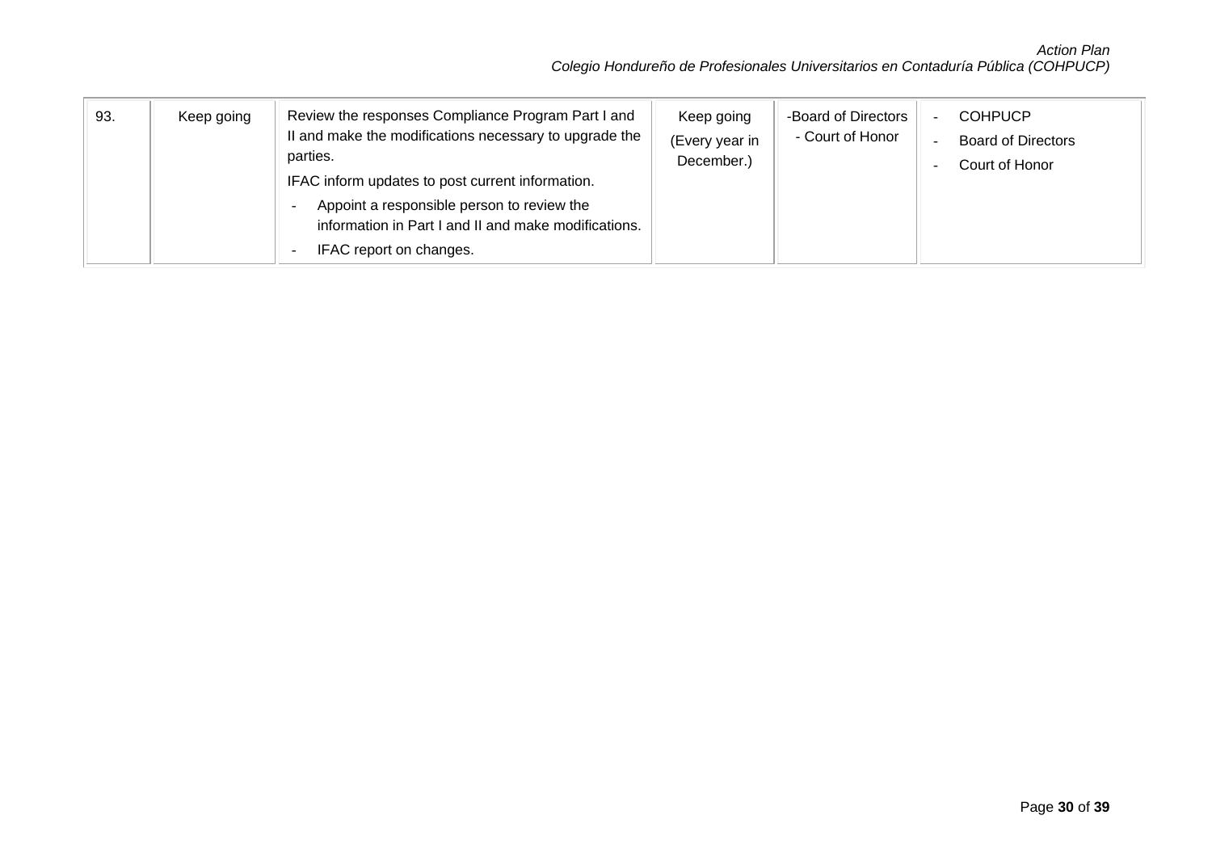| | | | | | |
|---|---|---|---|---|---|
| 93. | Keep going | Review the responses Compliance Program Part I and II and make the modifications necessary to upgrade the parties.<br>IFAC inform updates to post current information.<br>- Appoint a responsible person to review the information in Part I and II and make modifications.<br>- IFAC report on changes. | Keep going (Every year in December.) | -Board of Directors<br>- Court of Honor | - COHPUCP<br>- Board of Directors<br>- Court of Honor |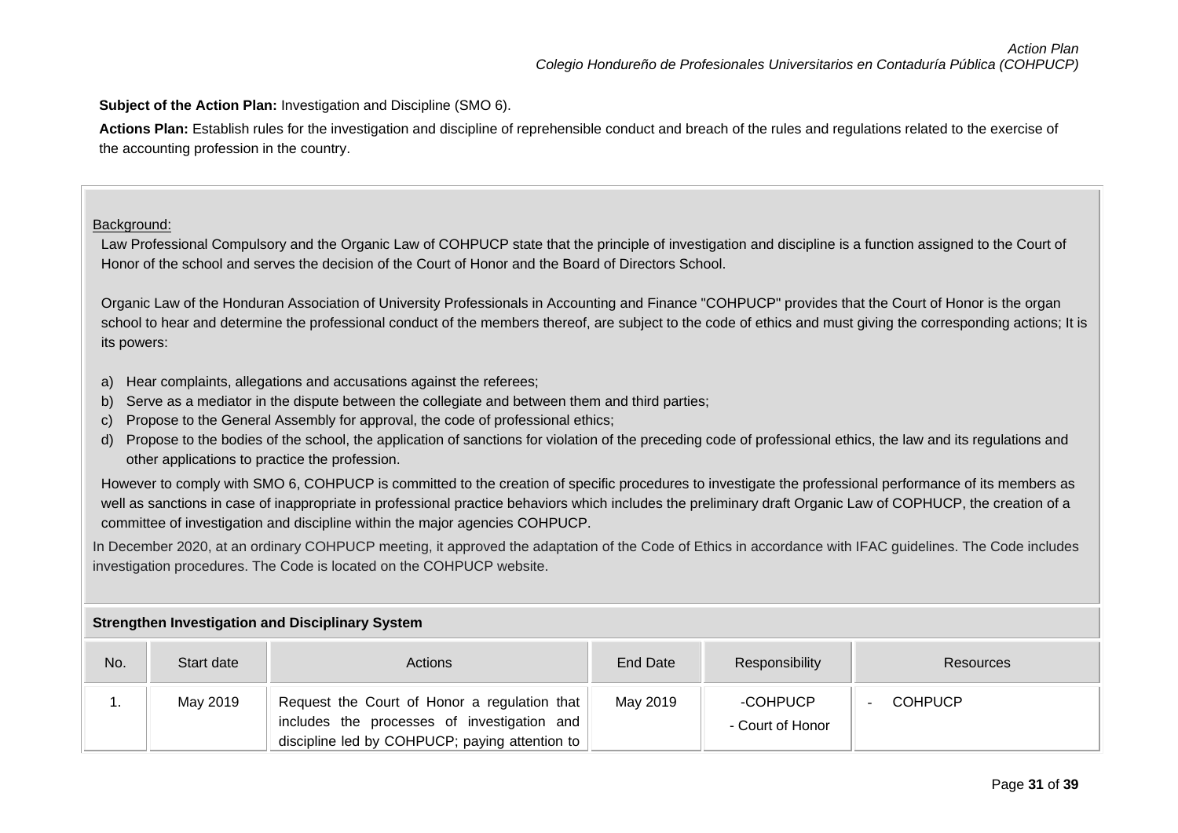**Subject of the Action Plan:** Investigation and Discipline (SMO 6).

**Actions Plan:** Establish rules for the investigation and discipline of reprehensible conduct and breach of the rules and regulations related to the exercise of the accounting profession in the country.

Background:

Law Professional Compulsory and the Organic Law of COHPUCP state that the principle of investigation and discipline is a function assigned to the Court of Honor of the school and serves the decision of the Court of Honor and the Board of Directors School.

Organic Law of the Honduran Association of University Professionals in Accounting and Finance "COHPUCP" provides that the Court of Honor is the organ school to hear and determine the professional conduct of the members thereof, are subject to the code of ethics and must giving the corresponding actions; It is its powers:

a) Hear complaints, allegations and accusations against the referees;
b) Serve as a mediator in the dispute between the collegiate and between them and third parties;
c) Propose to the General Assembly for approval, the code of professional ethics;
d) Propose to the bodies of the school, the application of sanctions for violation of the preceding code of professional ethics, the law and its regulations and other applications to practice the profession.

However to comply with SMO 6, COHPUCP is committed to the creation of specific procedures to investigate the professional performance of its members as well as sanctions in case of inappropriate in professional practice behaviors which includes the preliminary draft Organic Law of COPHUCP, the creation of a committee of investigation and discipline within the major agencies COHPUCP.

In December 2020, at an ordinary COHPUCP meeting, it approved the adaptation of the Code of Ethics in accordance with IFAC guidelines. The Code includes investigation procedures. The Code is located on the COHPUCP website.

**Strengthen Investigation and Disciplinary System**

| No. | Start date | Actions | End Date | Responsibility | Resources |
|---|---|---|---|---|---|
| 1. | May 2019 | Request the Court of Honor a regulation that includes the processes of investigation and discipline led by COHPUCP; paying attention to | May 2019 | -COHPUCP<br>- Court of Honor | - COHPUCP |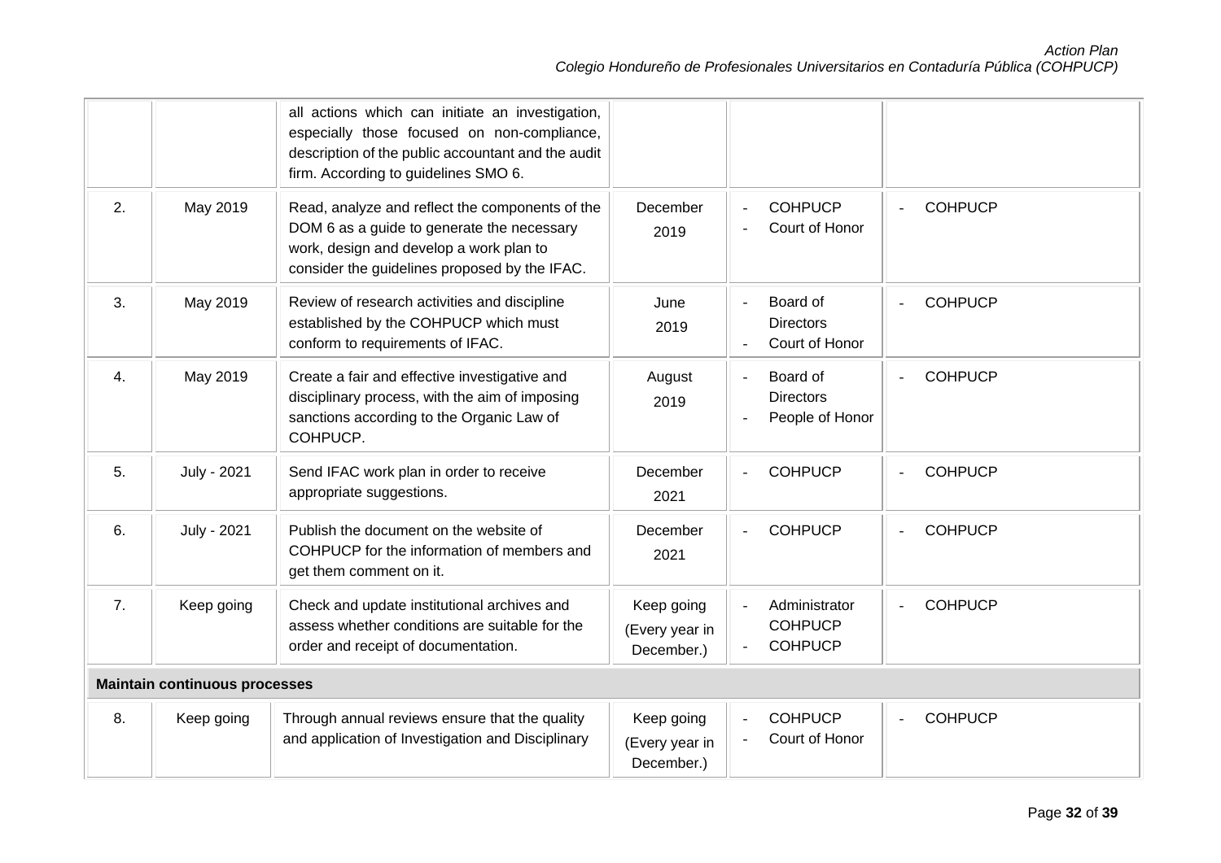| | | | | | |
|---|---|---|---|---|---|
| | | all actions which can initiate an investigation, especially those focused on non-compliance, description of the public accountant and the audit firm. According to guidelines SMO 6. | | | |
| 2. | May 2019 | Read, analyze and reflect the components of the DOM 6 as a guide to generate the necessary work, design and develop a work plan to consider the guidelines proposed by the IFAC. | December 2019 | - COHPUCP<br>- Court of Honor | - COHPUCP |
| 3. | May 2019 | Review of research activities and discipline established by the COHPUCP which must conform to requirements of IFAC. | June 2019 | - Board of Directors<br>- Court of Honor | - COHPUCP |
| 4. | May 2019 | Create a fair and effective investigative and disciplinary process, with the aim of imposing sanctions according to the Organic Law of COHPUCP. | August 2019 | - Board of Directors<br>- People of Honor | - COHPUCP |
| 5. | July - 2021 | Send IFAC work plan in order to receive appropriate suggestions. | December 2021 | - COHPUCP | - COHPUCP |
| 6. | July - 2021 | Publish the document on the website of COHPUCP for the information of members and get them comment on it. | December 2021 | - COHPUCP | - COHPUCP |
| 7. | Keep going | Check and update institutional archives and assess whether conditions are suitable for the order and receipt of documentation. | Keep going (Every year in December.) | - Administrator COHPUCP<br>- COHPUCP | - COHPUCP |
| **Maintain continuous processes** | | | | | |
| 8. | Keep going | Through annual reviews ensure that the quality and application of Investigation and Disciplinary | Keep going (Every year in December.) | - COHPUCP<br>- Court of Honor | - COHPUCP |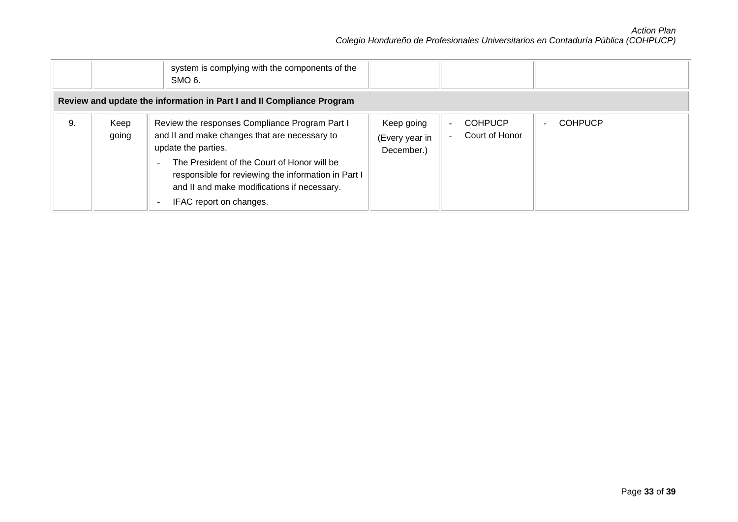| | | | | | |
|---|---|---|---|---|---|
| | | system is complying with the components of the SMO 6. | | | |
| **Review and update the information in Part I and II Compliance Program** | | | | | |
| 9. | Keep going | Review the responses Compliance Program Part I and II and make changes that are necessary to update the parties.<br>- The President of the Court of Honor will be responsible for reviewing the information in Part I and II and make modifications if necessary.<br>- IFAC report on changes. | Keep going (Every year in December.) | - COHPUCP<br>- Court of Honor | - COHPUCP |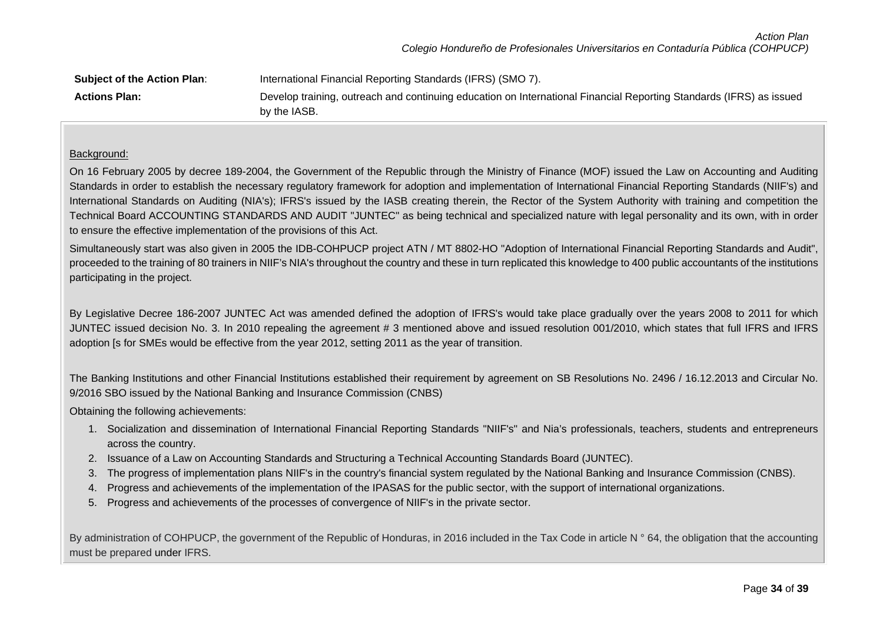**Subject of the Action Plan**: International Financial Reporting Standards (IFRS) (SMO 7).

**Actions Plan:** Develop training, outreach and continuing education on International Financial Reporting Standards (IFRS) as issued by the IASB.

Background:

On 16 February 2005 by decree 189-2004, the Government of the Republic through the Ministry of Finance (MOF) issued the Law on Accounting and Auditing Standards in order to establish the necessary regulatory framework for adoption and implementation of International Financial Reporting Standards (NIIF's) and International Standards on Auditing (NIA's); IFRS's issued by the IASB creating therein, the Rector of the System Authority with training and competition the Technical Board ACCOUNTING STANDARDS AND AUDIT "JUNTEC" as being technical and specialized nature with legal personality and its own, with in order to ensure the effective implementation of the provisions of this Act.

Simultaneously start was also given in 2005 the IDB-COHPUCP project ATN / MT 8802-HO "Adoption of International Financial Reporting Standards and Audit", proceeded to the training of 80 trainers in NIIF's NIA's throughout the country and these in turn replicated this knowledge to 400 public accountants of the institutions participating in the project.

By Legislative Decree 186-2007 JUNTEC Act was amended defined the adoption of IFRS's would take place gradually over the years 2008 to 2011 for which JUNTEC issued decision No. 3. In 2010 repealing the agreement # 3 mentioned above and issued resolution 001/2010, which states that full IFRS and IFRS adoption [s for SMEs would be effective from the year 2012, setting 2011 as the year of transition.

The Banking Institutions and other Financial Institutions established their requirement by agreement on SB Resolutions No. 2496 / 16.12.2013 and Circular No. 9/2016 SBO issued by the National Banking and Insurance Commission (CNBS)

Obtaining the following achievements:

1. Socialization and dissemination of International Financial Reporting Standards "NIIF's" and Nia's professionals, teachers, students and entrepreneurs across the country.
2. Issuance of a Law on Accounting Standards and Structuring a Technical Accounting Standards Board (JUNTEC).
3. The progress of implementation plans NIIF's in the country's financial system regulated by the National Banking and Insurance Commission (CNBS).
4. Progress and achievements of the implementation of the IPASAS for the public sector, with the support of international organizations.
5. Progress and achievements of the processes of convergence of NIIF's in the private sector.

By administration of COHPUCP, the government of the Republic of Honduras, in 2016 included in the Tax Code in article N ° 64, the obligation that the accounting must be prepared under IFRS.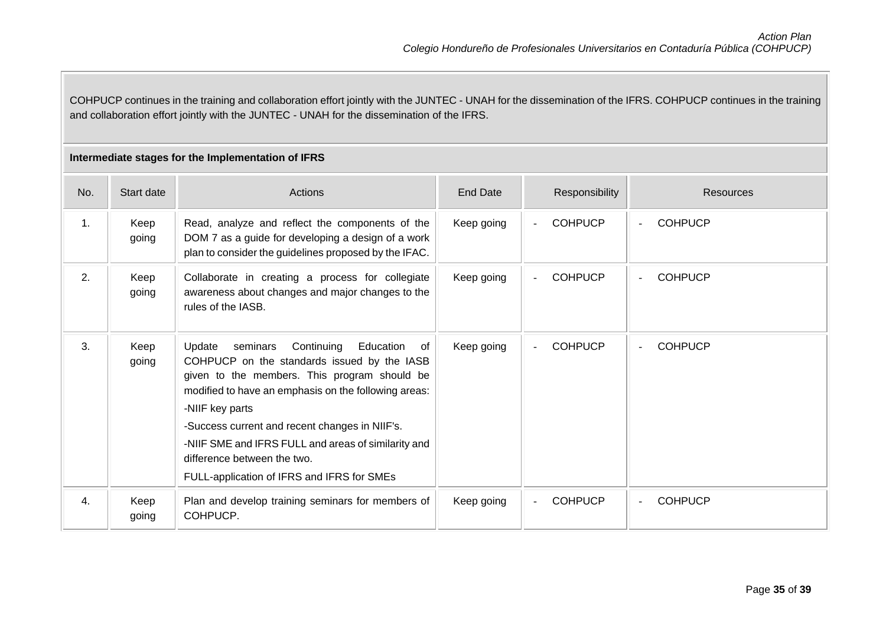COHPUCP continues in the training and collaboration effort jointly with the JUNTEC - UNAH for the dissemination of the IFRS. COHPUCP continues in the training and collaboration effort jointly with the JUNTEC - UNAH for the dissemination of the IFRS.

**Intermediate stages for the Implementation of IFRS**

| No. | Start date | Actions | End Date | Responsibility | Resources |
|---|---|---|---|---|---|
| 1. | Keep going | Read, analyze and reflect the components of the DOM 7 as a guide for developing a design of a work plan to consider the guidelines proposed by the IFAC. | Keep going | - COHPUCP | - COHPUCP |
| 2. | Keep going | Collaborate in creating a process for collegiate awareness about changes and major changes to the rules of the IASB. | Keep going | - COHPUCP | - COHPUCP |
| 3. | Keep going | Update seminars Continuing Education of COHPUCP on the standards issued by the IASB given to the members. This program should be modified to have an emphasis on the following areas:<br>-NIIF key parts<br>-Success current and recent changes in NIIF's.<br>-NIIF SME and IFRS FULL and areas of similarity and difference between the two.<br>FULL-application of IFRS and IFRS for SMEs | Keep going | - COHPUCP | - COHPUCP |
| 4. | Keep going | Plan and develop training seminars for members of COHPUCP. | Keep going | - COHPUCP | - COHPUCP |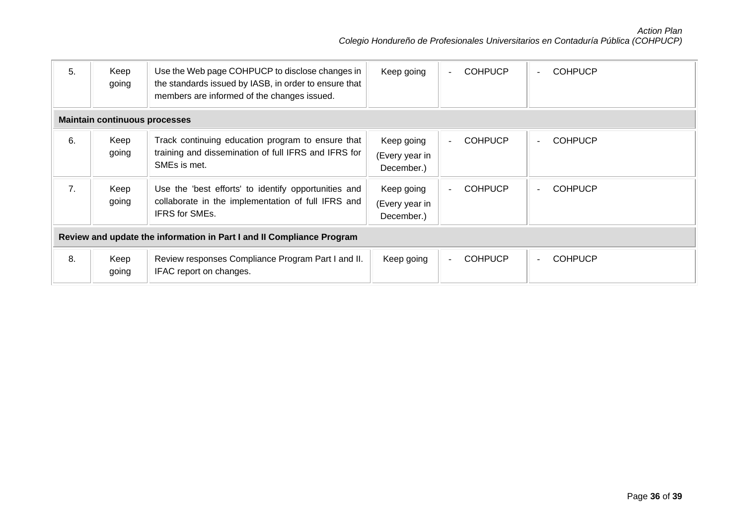| | | | | | |
|---|---|---|---|---|---|
| 5. | Keep going | Use the Web page COHPUCP to disclose changes in the standards issued by IASB, in order to ensure that members are informed of the changes issued. | Keep going | - COHPUCP | - COHPUCP |
| **Maintain continuous processes** | | | | | |
| 6. | Keep going | Track continuing education program to ensure that training and dissemination of full IFRS and IFRS for SMEs is met. | Keep going (Every year in December.) | - COHPUCP | - COHPUCP |
| 7. | Keep going | Use the 'best efforts' to identify opportunities and collaborate in the implementation of full IFRS and IFRS for SMEs. | Keep going (Every year in December.) | - COHPUCP | - COHPUCP |
| **Review and update the information in Part I and II Compliance Program** | | | | | |
| 8. | Keep going | Review responses Compliance Program Part I and II. IFAC report on changes. | Keep going | - COHPUCP | - COHPUCP |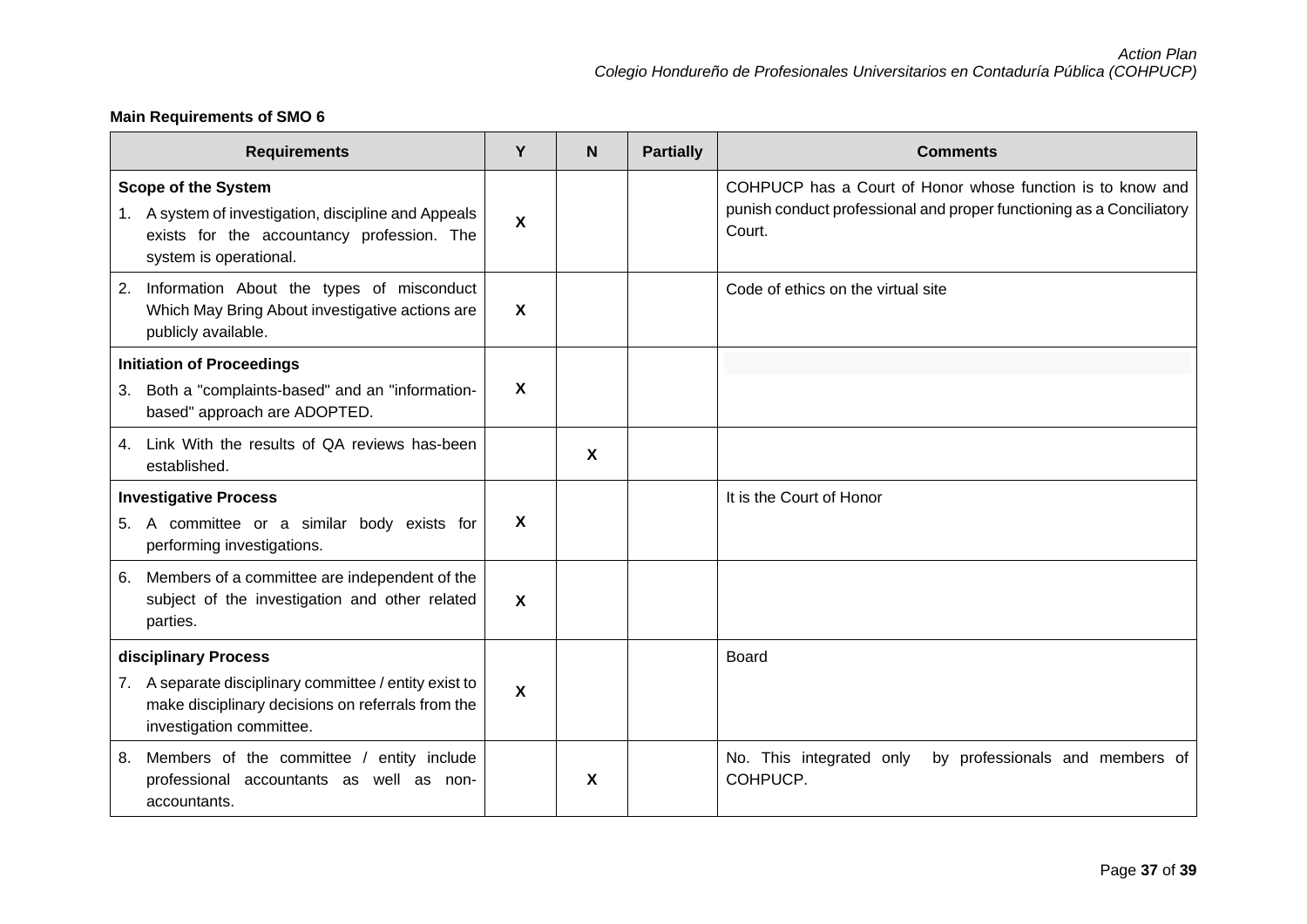**Main Requirements of SMO 6**

| Requirements | Y | N | Partially | Comments |
|---|---|---|---|---|
| **Scope of the System**<br>1. A system of investigation, discipline and Appeals exists for the accountancy profession. The system is operational. | X | | | COHPUCP has a Court of Honor whose function is to know and punish conduct professional and proper functioning as a Conciliatory Court. |
| 2. Information About the types of misconduct Which May Bring About investigative actions are publicly available. | X | | | Code of ethics on the virtual site |
| **Initiation of Proceedings**<br>3. Both a "complaints-based" and an "information-based" approach are ADOPTED. | X | | | |
| 4. Link With the results of QA reviews has-been established. | | X | | |
| **Investigative Process**<br>5. A committee or a similar body exists for performing investigations. | X | | | It is the Court of Honor |
| 6. Members of a committee are independent of the subject of the investigation and other related parties. | X | | | |
| **disciplinary Process**<br>7. A separate disciplinary committee / entity exist to make disciplinary decisions on referrals from the investigation committee. | X | | | Board |
| 8. Members of the committee / entity include professional accountants as well as non-accountants. | | X | | No. This integrated only by professionals and members of COHPUCP. |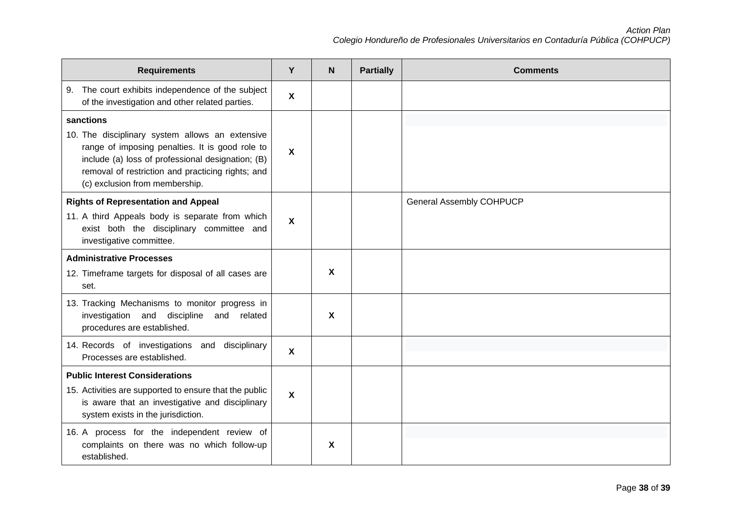| Requirements | Y | N | Partially | Comments |
|---|---|---|---|---|
| 9. The court exhibits independence of the subject of the investigation and other related parties. | X | | | |
| **sanctions**<br>10. The disciplinary system allows an extensive range of imposing penalties. It is good role to include (a) loss of professional designation; (B) removal of restriction and practicing rights; and (c) exclusion from membership. | X | | | |
| **Rights of Representation and Appeal**<br>11. A third Appeals body is separate from which exist both the disciplinary committee and investigative committee. | X | | | General Assembly COHPUCP |
| **Administrative Processes**<br>12. Timeframe targets for disposal of all cases are set. | | X | | |
| 13. Tracking Mechanisms to monitor progress in investigation and discipline and related procedures are established. | | X | | |
| 14. Records of investigations and disciplinary Processes are established. | X | | | |
| **Public Interest Considerations**<br>15. Activities are supported to ensure that the public is aware that an investigative and disciplinary system exists in the jurisdiction. | X | | | |
| 16. A process for the independent review of complaints on there was no which follow-up established. | | X | | |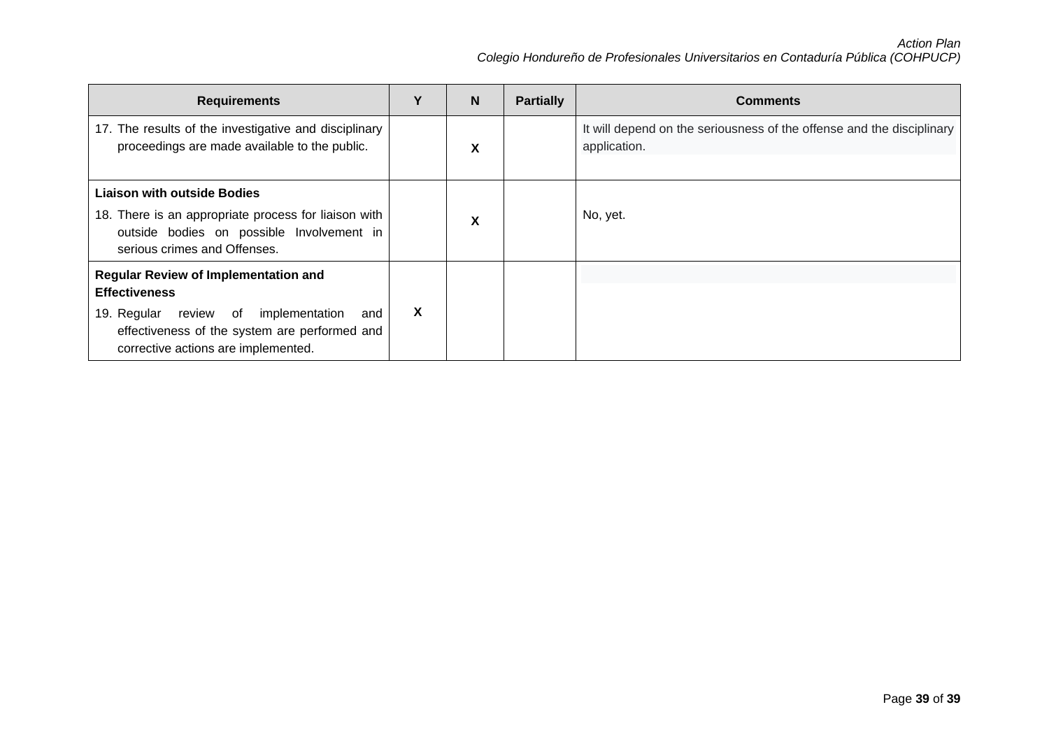| Requirements | Y | N | Partially | Comments |
|---|---|---|---|---|
| 17. The results of the investigative and disciplinary proceedings are made available to the public. | | X | | It will depend on the seriousness of the offense and the disciplinary application. |
| **Liaison with outside Bodies**<br>18. There is an appropriate process for liaison with outside bodies on possible Involvement in serious crimes and Offenses. | | X | | No, yet. |
| **Regular Review of Implementation and Effectiveness**<br>19. Regular review of implementation and effectiveness of the system are performed and corrective actions are implemented. | X | | | |